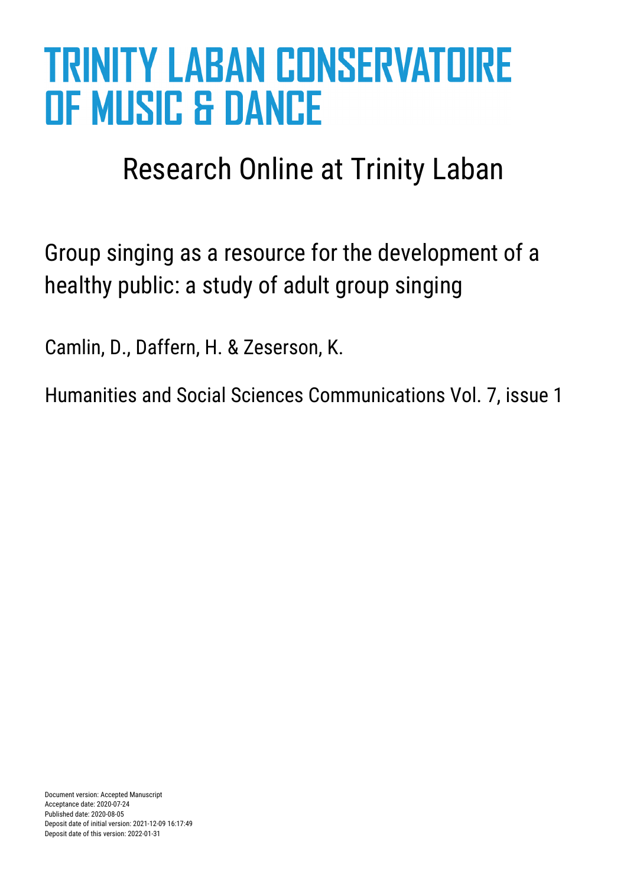# TRINITY LABAN CONSERVATOIRE OF MUSIC & DANCE

## Research Online at Trinity Laban

Group singing as a resource for the development of a healthy public: a study of adult group singing

Camlin, D., Daffern, H. & Zeserson, K.

Humanities and Social Sciences Communications Vol. 7, issue 1

Document version: Accepted Manuscript
Acceptance date: 2020-07-24
Published date: 2020-08-05
Deposit date of initial version: 2021-12-09 16:17:49
Deposit date of this version: 2022-01-31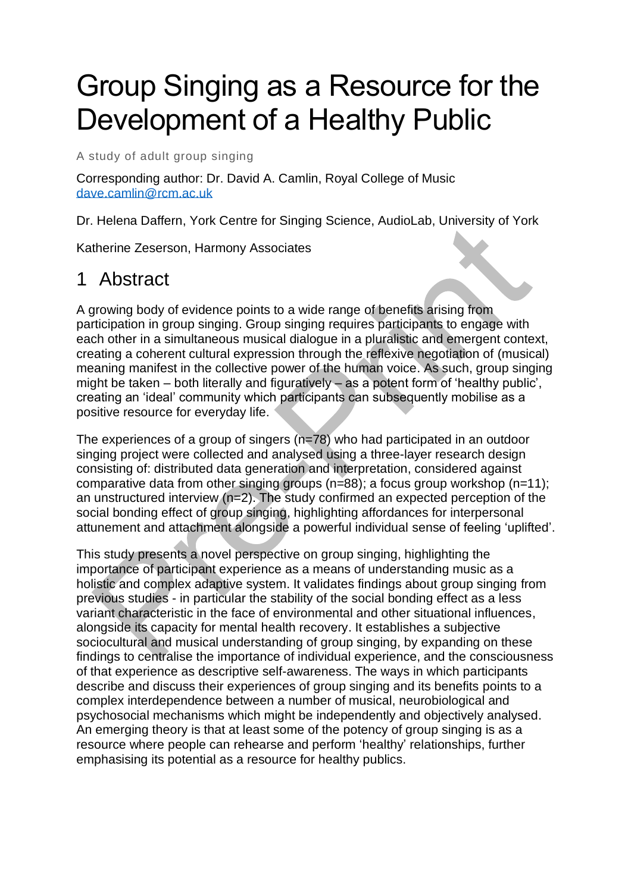# Group Singing as a Resource for the Development of a Healthy Public

A study of adult group singing

Corresponding author: Dr. David A. Camlin, Royal College of Music
dave.camlin@rcm.ac.uk

Dr. Helena Daffern, York Centre for Singing Science, AudioLab, University of York

Katherine Zeserson, Harmony Associates

## 1 Abstract

A growing body of evidence points to a wide range of benefits arising from participation in group singing. Group singing requires participants to engage with each other in a simultaneous musical dialogue in a pluralistic and emergent context, creating a coherent cultural expression through the reflexive negotiation of (musical) meaning manifest in the collective power of the human voice. As such, group singing might be taken – both literally and figuratively – as a potent form of 'healthy public', creating an 'ideal' community which participants can subsequently mobilise as a positive resource for everyday life.

The experiences of a group of singers (n=78) who had participated in an outdoor singing project were collected and analysed using a three-layer research design consisting of: distributed data generation and interpretation, considered against comparative data from other singing groups (n=88); a focus group workshop (n=11); an unstructured interview (n=2). The study confirmed an expected perception of the social bonding effect of group singing, highlighting affordances for interpersonal attunement and attachment alongside a powerful individual sense of feeling 'uplifted'.

This study presents a novel perspective on group singing, highlighting the importance of participant experience as a means of understanding music as a holistic and complex adaptive system. It validates findings about group singing from previous studies - in particular the stability of the social bonding effect as a less variant characteristic in the face of environmental and other situational influences, alongside its capacity for mental health recovery. It establishes a subjective sociocultural and musical understanding of group singing, by expanding on these findings to centralise the importance of individual experience, and the consciousness of that experience as descriptive self-awareness. The ways in which participants describe and discuss their experiences of group singing and its benefits points to a complex interdependence between a number of musical, neurobiological and psychosocial mechanisms which might be independently and objectively analysed. An emerging theory is that at least some of the potency of group singing is as a resource where people can rehearse and perform 'healthy' relationships, further emphasising its potential as a resource for healthy publics.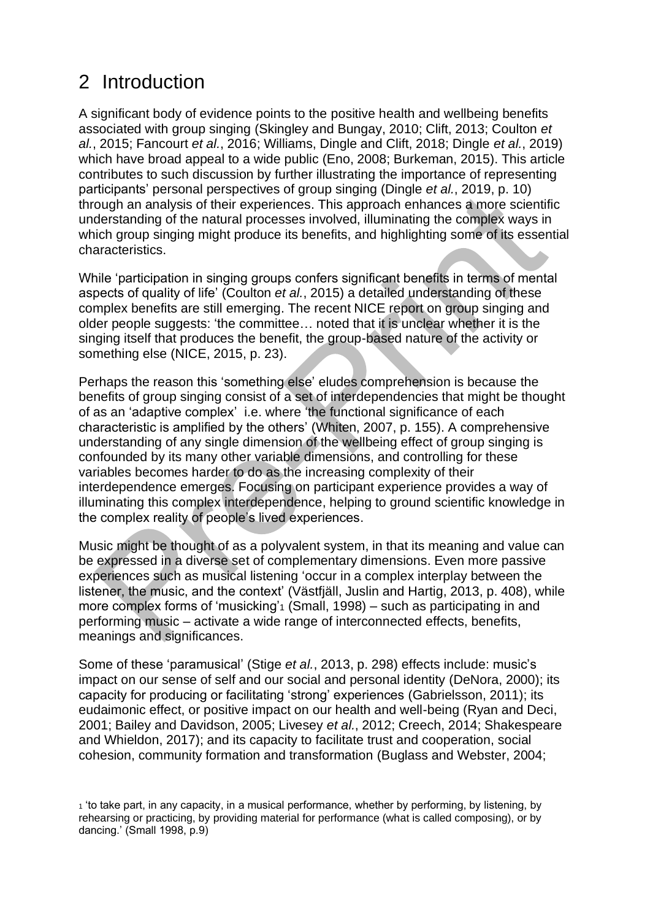# 2 Introduction

A significant body of evidence points to the positive health and wellbeing benefits associated with group singing (Skingley and Bungay, 2010; Clift, 2013; Coulton *et al.*, 2015; Fancourt *et al.*, 2016; Williams, Dingle and Clift, 2018; Dingle *et al.*, 2019) which have broad appeal to a wide public (Eno, 2008; Burkeman, 2015). This article contributes to such discussion by further illustrating the importance of representing participants' personal perspectives of group singing (Dingle *et al.*, 2019, p. 10) through an analysis of their experiences. This approach enhances a more scientific understanding of the natural processes involved, illuminating the complex ways in which group singing might produce its benefits, and highlighting some of its essential characteristics.

While 'participation in singing groups confers significant benefits in terms of mental aspects of quality of life' (Coulton *et al.*, 2015) a detailed understanding of these complex benefits are still emerging. The recent NICE report on group singing and older people suggests: 'the committee… noted that it is unclear whether it is the singing itself that produces the benefit, the group-based nature of the activity or something else (NICE, 2015, p. 23).

Perhaps the reason this 'something else' eludes comprehension is because the benefits of group singing consist of a set of interdependencies that might be thought of as an 'adaptive complex' i.e. where 'the functional significance of each characteristic is amplified by the others' (Whiten, 2007, p. 155). A comprehensive understanding of any single dimension of the wellbeing effect of group singing is confounded by its many other variable dimensions, and controlling for these variables becomes harder to do as the increasing complexity of their interdependence emerges. Focusing on participant experience provides a way of illuminating this complex interdependence, helping to ground scientific knowledge in the complex reality of people's lived experiences.

Music might be thought of as a polyvalent system, in that its meaning and value can be expressed in a diverse set of complementary dimensions. Even more passive experiences such as musical listening 'occur in a complex interplay between the listener, the music, and the context' (Västfjäll, Juslin and Hartig, 2013, p. 408), while more complex forms of 'musicking'[1] (Small, 1998) – such as participating in and performing music – activate a wide range of interconnected effects, benefits, meanings and significances.

Some of these 'paramusical' (Stige *et al.*, 2013, p. 298) effects include: music's impact on our sense of self and our social and personal identity (DeNora, 2000); its capacity for producing or facilitating 'strong' experiences (Gabrielsson, 2011); its eudaimonic effect, or positive impact on our health and well-being (Ryan and Deci, 2001; Bailey and Davidson, 2005; Livesey *et al.*, 2012; Creech, 2014; Shakespeare and Whieldon, 2017); and its capacity to facilitate trust and cooperation, social cohesion, community formation and transformation (Buglass and Webster, 2004;

[1] 'to take part, in any capacity, in a musical performance, whether by performing, by listening, by rehearsing or practicing, by providing material for performance (what is called composing), or by dancing.' (Small 1998, p.9)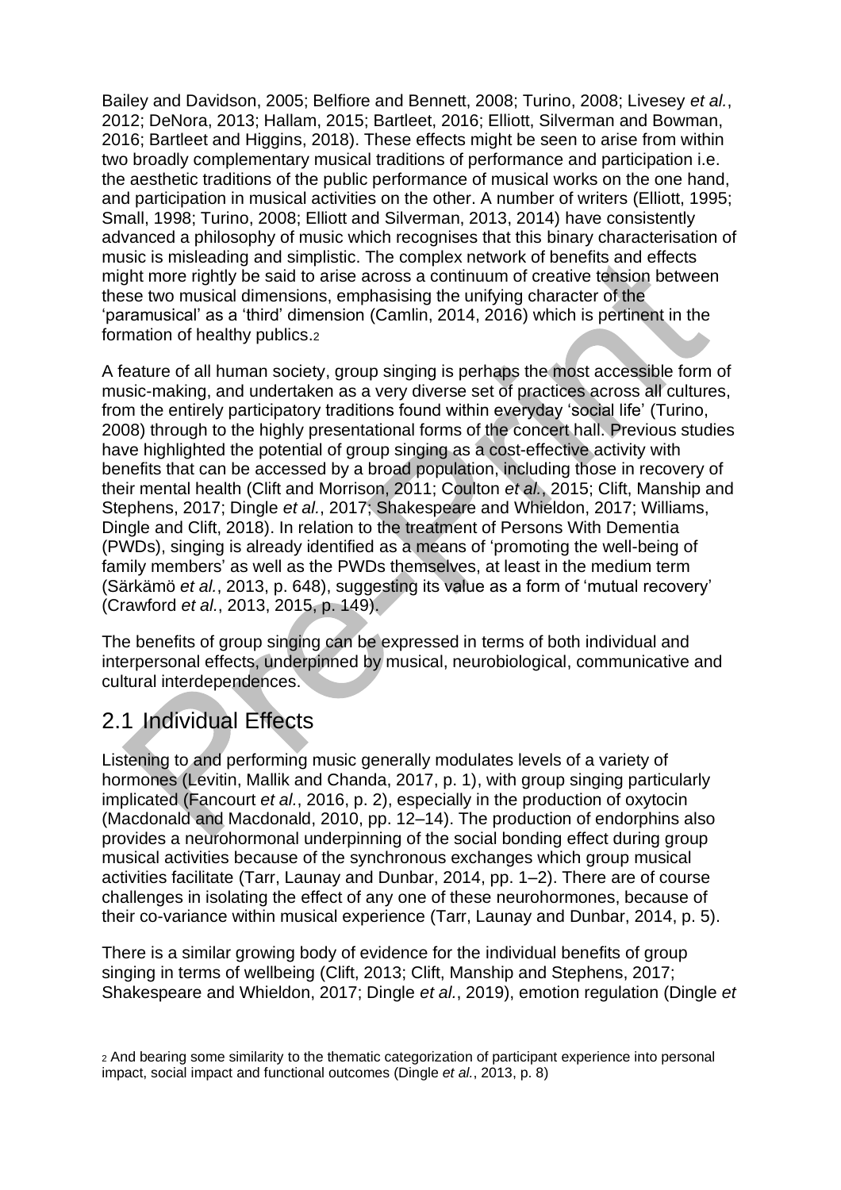Bailey and Davidson, 2005; Belfiore and Bennett, 2008; Turino, 2008; Livesey *et al.*, 2012; DeNora, 2013; Hallam, 2015; Bartleet, 2016; Elliott, Silverman and Bowman, 2016; Bartleet and Higgins, 2018). These effects might be seen to arise from within two broadly complementary musical traditions of performance and participation i.e. the aesthetic traditions of the public performance of musical works on the one hand, and participation in musical activities on the other. A number of writers (Elliott, 1995; Small, 1998; Turino, 2008; Elliott and Silverman, 2013, 2014) have consistently advanced a philosophy of music which recognises that this binary characterisation of music is misleading and simplistic. The complex network of benefits and effects might more rightly be said to arise across a continuum of creative tension between these two musical dimensions, emphasising the unifying character of the 'paramusical' as a 'third' dimension (Camlin, 2014, 2016) which is pertinent in the formation of healthy publics.[2]

A feature of all human society, group singing is perhaps the most accessible form of music-making, and undertaken as a very diverse set of practices across all cultures, from the entirely participatory traditions found within everyday 'social life' (Turino, 2008) through to the highly presentational forms of the concert hall. Previous studies have highlighted the potential of group singing as a cost-effective activity with benefits that can be accessed by a broad population, including those in recovery of their mental health (Clift and Morrison, 2011; Coulton *et al.*, 2015; Clift, Manship and Stephens, 2017; Dingle *et al.*, 2017; Shakespeare and Whieldon, 2017; Williams, Dingle and Clift, 2018). In relation to the treatment of Persons With Dementia (PWDs), singing is already identified as a means of 'promoting the well-being of family members' as well as the PWDs themselves, at least in the medium term (Särkämö *et al.*, 2013, p. 648), suggesting its value as a form of 'mutual recovery' (Crawford *et al.*, 2013, 2015, p. 149).

The benefits of group singing can be expressed in terms of both individual and interpersonal effects, underpinned by musical, neurobiological, communicative and cultural interdependences.

## 2.1 Individual Effects

Listening to and performing music generally modulates levels of a variety of hormones (Levitin, Mallik and Chanda, 2017, p. 1), with group singing particularly implicated (Fancourt *et al.*, 2016, p. 2), especially in the production of oxytocin (Macdonald and Macdonald, 2010, pp. 12–14). The production of endorphins also provides a neurohormonal underpinning of the social bonding effect during group musical activities because of the synchronous exchanges which group musical activities facilitate (Tarr, Launay and Dunbar, 2014, pp. 1–2). There are of course challenges in isolating the effect of any one of these neurohormones, because of their co-variance within musical experience (Tarr, Launay and Dunbar, 2014, p. 5).

There is a similar growing body of evidence for the individual benefits of group singing in terms of wellbeing (Clift, 2013; Clift, Manship and Stephens, 2017; Shakespeare and Whieldon, 2017; Dingle *et al.*, 2019), emotion regulation (Dingle *et*

[2] And bearing some similarity to the thematic categorization of participant experience into personal impact, social impact and functional outcomes (Dingle *et al.*, 2013, p. 8)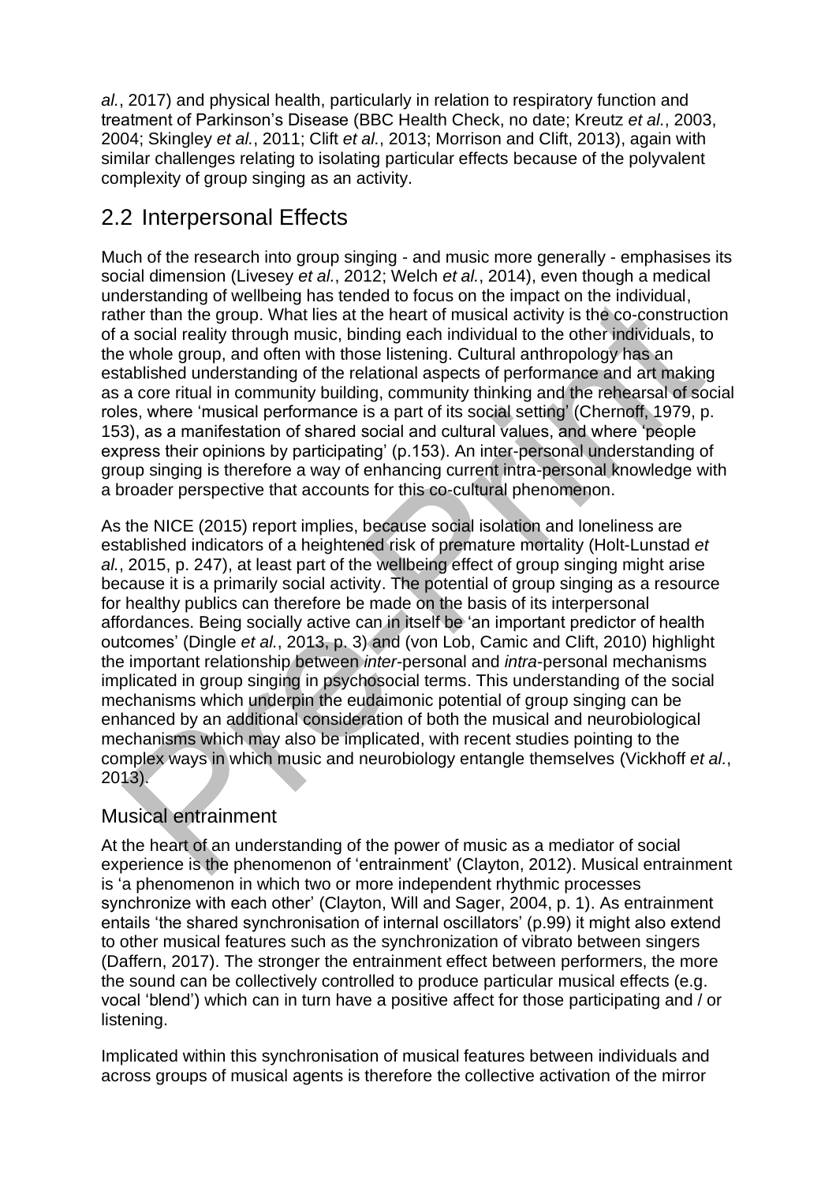*al.*, 2017) and physical health, particularly in relation to respiratory function and treatment of Parkinson's Disease (BBC Health Check, no date; Kreutz *et al.*, 2003, 2004; Skingley *et al.*, 2011; Clift *et al.*, 2013; Morrison and Clift, 2013), again with similar challenges relating to isolating particular effects because of the polyvalent complexity of group singing as an activity.

## 2.2 Interpersonal Effects

Much of the research into group singing - and music more generally - emphasises its social dimension (Livesey *et al*., 2012; Welch *et al.*, 2014), even though a medical understanding of wellbeing has tended to focus on the impact on the individual, rather than the group. What lies at the heart of musical activity is the co-construction of a social reality through music, binding each individual to the other individuals, to the whole group, and often with those listening. Cultural anthropology has an established understanding of the relational aspects of performance and art making as a core ritual in community building, community thinking and the rehearsal of social roles, where 'musical performance is a part of its social setting' (Chernoff, 1979, p. 153), as a manifestation of shared social and cultural values, and where 'people express their opinions by participating' (p.153). An inter-personal understanding of group singing is therefore a way of enhancing current intra-personal knowledge with a broader perspective that accounts for this co-cultural phenomenon.

As the NICE (2015) report implies, because social isolation and loneliness are established indicators of a heightened risk of premature mortality (Holt-Lunstad *et al.*, 2015, p. 247), at least part of the wellbeing effect of group singing might arise because it is a primarily social activity. The potential of group singing as a resource for healthy publics can therefore be made on the basis of its interpersonal affordances. Being socially active can in itself be 'an important predictor of health outcomes' (Dingle *et al.*, 2013, p. 3) and (von Lob, Camic and Clift, 2010) highlight the important relationship between *inter*-personal and *intra*-personal mechanisms implicated in group singing in psychosocial terms. This understanding of the social mechanisms which underpin the eudaimonic potential of group singing can be enhanced by an additional consideration of both the musical and neurobiological mechanisms which may also be implicated, with recent studies pointing to the complex ways in which music and neurobiology entangle themselves (Vickhoff *et al.*, 2013).

### Musical entrainment

At the heart of an understanding of the power of music as a mediator of social experience is the phenomenon of 'entrainment' (Clayton, 2012). Musical entrainment is 'a phenomenon in which two or more independent rhythmic processes synchronize with each other' (Clayton, Will and Sager, 2004, p. 1). As entrainment entails 'the shared synchronisation of internal oscillators' (p.99) it might also extend to other musical features such as the synchronization of vibrato between singers (Daffern, 2017). The stronger the entrainment effect between performers, the more the sound can be collectively controlled to produce particular musical effects (e.g. vocal 'blend') which can in turn have a positive affect for those participating and / or listening.

Implicated within this synchronisation of musical features between individuals and across groups of musical agents is therefore the collective activation of the mirror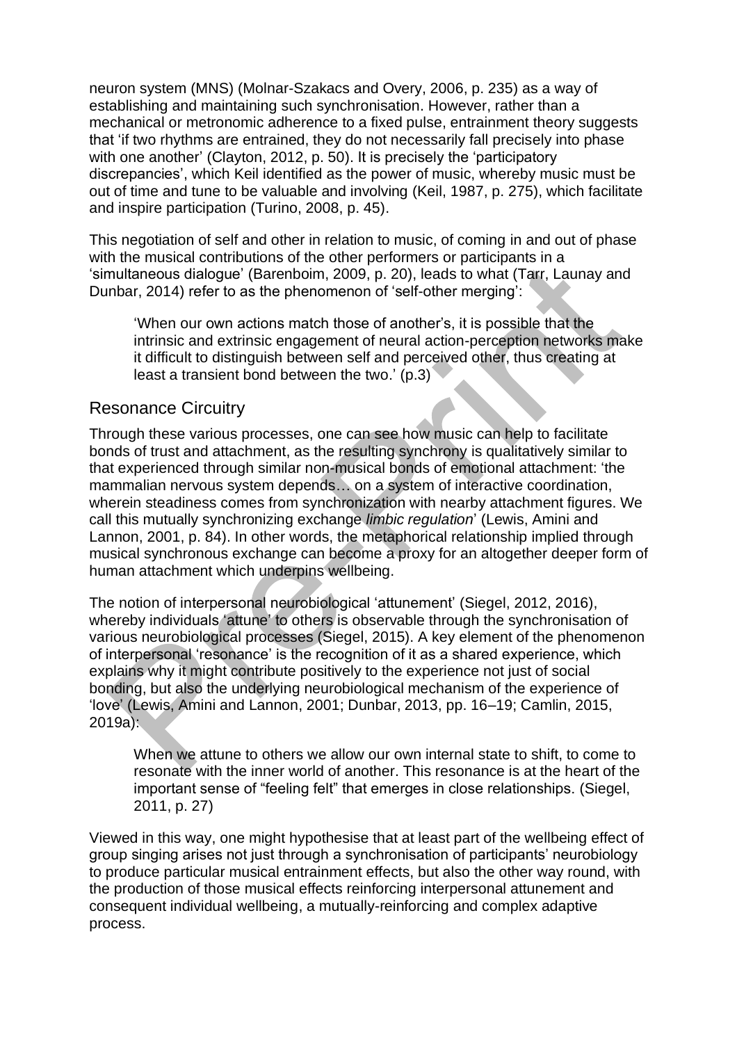neuron system (MNS) (Molnar-Szakacs and Overy, 2006, p. 235) as a way of establishing and maintaining such synchronisation. However, rather than a mechanical or metronomic adherence to a fixed pulse, entrainment theory suggests that 'if two rhythms are entrained, they do not necessarily fall precisely into phase with one another' (Clayton, 2012, p. 50). It is precisely the 'participatory discrepancies', which Keil identified as the power of music, whereby music must be out of time and tune to be valuable and involving (Keil, 1987, p. 275), which facilitate and inspire participation (Turino, 2008, p. 45).

This negotiation of self and other in relation to music, of coming in and out of phase with the musical contributions of the other performers or participants in a 'simultaneous dialogue' (Barenboim, 2009, p. 20), leads to what (Tarr, Launay and Dunbar, 2014) refer to as the phenomenon of 'self-other merging':

> 'When our own actions match those of another's, it is possible that the intrinsic and extrinsic engagement of neural action-perception networks make it difficult to distinguish between self and perceived other, thus creating at least a transient bond between the two.' (p.3)

## Resonance Circuitry

Through these various processes, one can see how music can help to facilitate bonds of trust and attachment, as the resulting synchrony is qualitatively similar to that experienced through similar non-musical bonds of emotional attachment: 'the mammalian nervous system depends… on a system of interactive coordination, wherein steadiness comes from synchronization with nearby attachment figures. We call this mutually synchronizing exchange *limbic regulation*' (Lewis, Amini and Lannon, 2001, p. 84). In other words, the metaphorical relationship implied through musical synchronous exchange can become a proxy for an altogether deeper form of human attachment which underpins wellbeing.

The notion of interpersonal neurobiological 'attunement' (Siegel, 2012, 2016), whereby individuals 'attune' to others is observable through the synchronisation of various neurobiological processes (Siegel, 2015). A key element of the phenomenon of interpersonal 'resonance' is the recognition of it as a shared experience, which explains why it might contribute positively to the experience not just of social bonding, but also the underlying neurobiological mechanism of the experience of 'love' (Lewis, Amini and Lannon, 2001; Dunbar, 2013, pp. 16–19; Camlin, 2015, 2019a):

> When we attune to others we allow our own internal state to shift, to come to resonate with the inner world of another. This resonance is at the heart of the important sense of "feeling felt" that emerges in close relationships. (Siegel, 2011, p. 27)

Viewed in this way, one might hypothesise that at least part of the wellbeing effect of group singing arises not just through a synchronisation of participants' neurobiology to produce particular musical entrainment effects, but also the other way round, with the production of those musical effects reinforcing interpersonal attunement and consequent individual wellbeing, a mutually-reinforcing and complex adaptive process.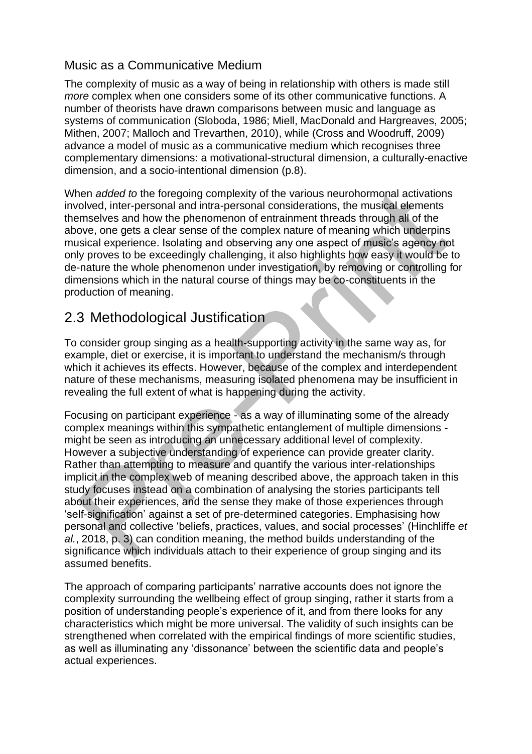### Music as a Communicative Medium

The complexity of music as a way of being in relationship with others is made still *more* complex when one considers some of its other communicative functions. A number of theorists have drawn comparisons between music and language as systems of communication (Sloboda, 1986; Miell, MacDonald and Hargreaves, 2005; Mithen, 2007; Malloch and Trevarthen, 2010), while (Cross and Woodruff, 2009) advance a model of music as a communicative medium which recognises three complementary dimensions: a motivational-structural dimension, a culturally-enactive dimension, and a socio-intentional dimension (p.8).

When *added to* the foregoing complexity of the various neurohormonal activations involved, inter-personal and intra-personal considerations, the musical elements themselves and how the phenomenon of entrainment threads through all of the above, one gets a clear sense of the complex nature of meaning which underpins musical experience. Isolating and observing any one aspect of music's agency not only proves to be exceedingly challenging, it also highlights how easy it would be to de-nature the whole phenomenon under investigation, by removing or controlling for dimensions which in the natural course of things may be co-constituents in the production of meaning.

## 2.3 Methodological Justification

To consider group singing as a health-supporting activity in the same way as, for example, diet or exercise, it is important to understand the mechanism/s through which it achieves its effects. However, because of the complex and interdependent nature of these mechanisms, measuring isolated phenomena may be insufficient in revealing the full extent of what is happening during the activity.

Focusing on participant experience - as a way of illuminating some of the already complex meanings within this sympathetic entanglement of multiple dimensions - might be seen as introducing an unnecessary additional level of complexity. However a subjective understanding of experience can provide greater clarity. Rather than attempting to measure and quantify the various inter-relationships implicit in the complex web of meaning described above, the approach taken in this study focuses instead on a combination of analysing the stories participants tell about their experiences, and the sense they make of those experiences through 'self-signification' against a set of pre-determined categories. Emphasising how personal and collective 'beliefs, practices, values, and social processes' (Hinchliffe *et al.*, 2018, p. 3) can condition meaning, the method builds understanding of the significance which individuals attach to their experience of group singing and its assumed benefits.

The approach of comparing participants' narrative accounts does not ignore the complexity surrounding the wellbeing effect of group singing, rather it starts from a position of understanding people's experience of it, and from there looks for any characteristics which might be more universal. The validity of such insights can be strengthened when correlated with the empirical findings of more scientific studies, as well as illuminating any 'dissonance' between the scientific data and people's actual experiences.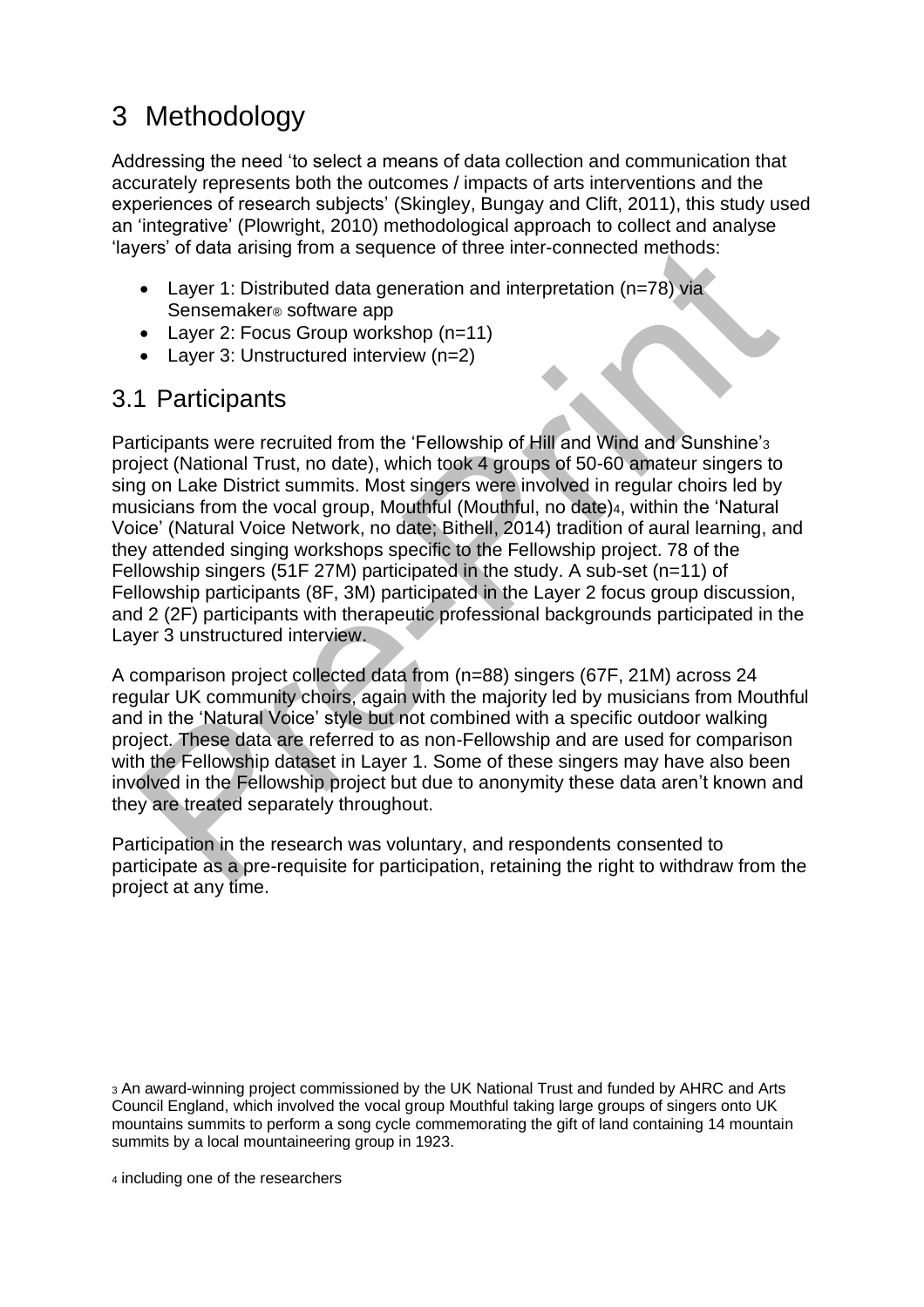# 3 Methodology

Addressing the need 'to select a means of data collection and communication that accurately represents both the outcomes / impacts of arts interventions and the experiences of research subjects' (Skingley, Bungay and Clift, 2011), this study used an 'integrative' (Plowright, 2010) methodological approach to collect and analyse 'layers' of data arising from a sequence of three inter-connected methods:

- Layer 1: Distributed data generation and interpretation (n=78) via Sensemaker® software app
- Layer 2: Focus Group workshop (n=11)
- Layer 3: Unstructured interview (n=2)

## 3.1 Participants

Participants were recruited from the 'Fellowship of Hill and Wind and Sunshine'[3] project (National Trust, no date), which took 4 groups of 50-60 amateur singers to sing on Lake District summits. Most singers were involved in regular choirs led by musicians from the vocal group, Mouthful (Mouthful, no date)[4], within the 'Natural Voice' (Natural Voice Network, no date; Bithell, 2014) tradition of aural learning, and they attended singing workshops specific to the Fellowship project. 78 of the Fellowship singers (51F 27M) participated in the study. A sub-set (n=11) of Fellowship participants (8F, 3M) participated in the Layer 2 focus group discussion, and 2 (2F) participants with therapeutic professional backgrounds participated in the Layer 3 unstructured interview.

A comparison project collected data from (n=88) singers (67F, 21M) across 24 regular UK community choirs, again with the majority led by musicians from Mouthful and in the 'Natural Voice' style but not combined with a specific outdoor walking project. These data are referred to as non-Fellowship and are used for comparison with the Fellowship dataset in Layer 1. Some of these singers may have also been involved in the Fellowship project but due to anonymity these data aren't known and they are treated separately throughout.

Participation in the research was voluntary, and respondents consented to participate as a pre-requisite for participation, retaining the right to withdraw from the project at any time.

[3] An award-winning project commissioned by the UK National Trust and funded by AHRC and Arts Council England, which involved the vocal group Mouthful taking large groups of singers onto UK mountains summits to perform a song cycle commemorating the gift of land containing 14 mountain summits by a local mountaineering group in 1923.

[4] including one of the researchers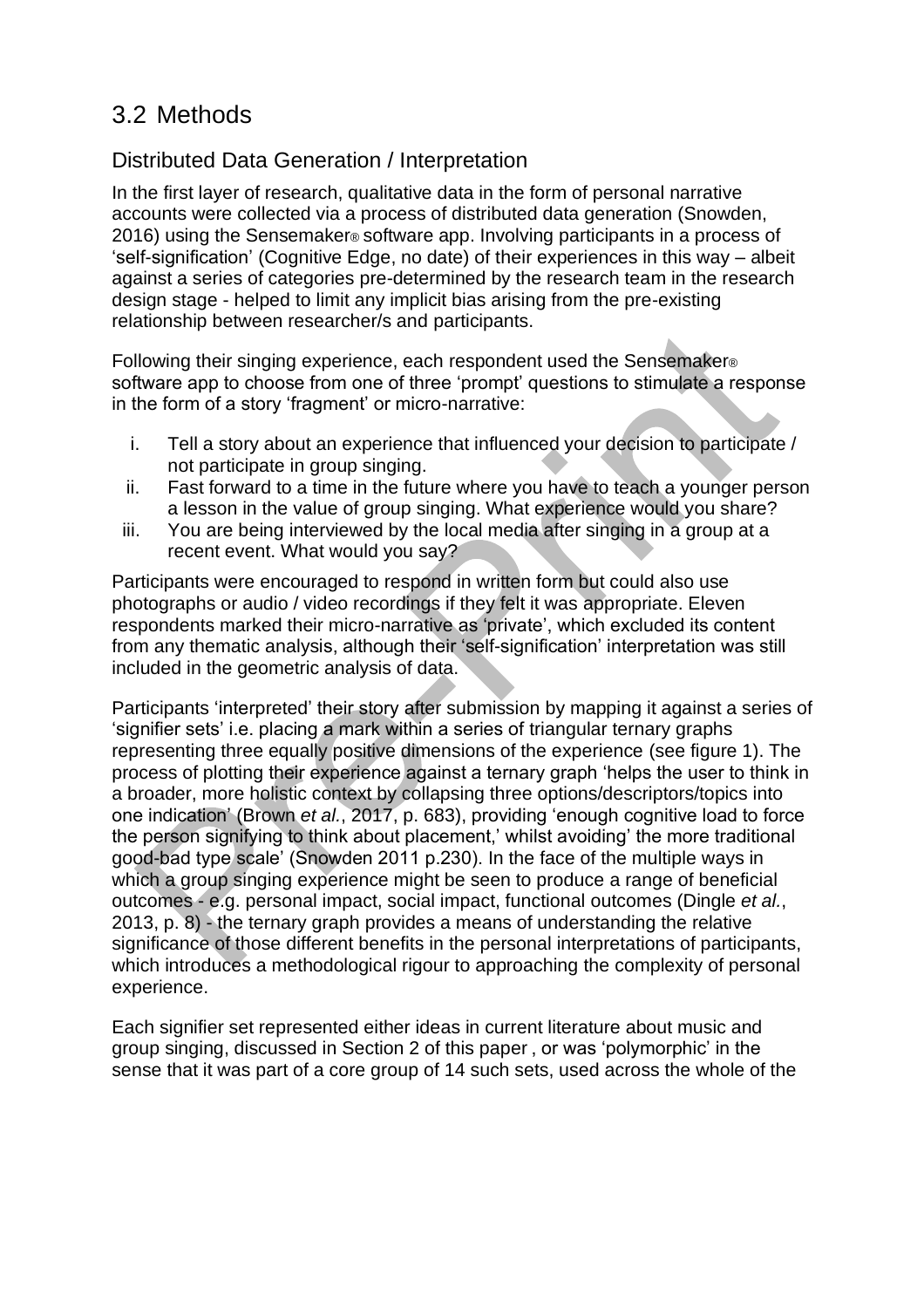## 3.2 Methods

### Distributed Data Generation / Interpretation

In the first layer of research, qualitative data in the form of personal narrative accounts were collected via a process of distributed data generation (Snowden, 2016) using the Sensemaker® software app. Involving participants in a process of 'self-signification' (Cognitive Edge, no date) of their experiences in this way – albeit against a series of categories pre-determined by the research team in the research design stage - helped to limit any implicit bias arising from the pre-existing relationship between researcher/s and participants.

Following their singing experience, each respondent used the Sensemaker® software app to choose from one of three 'prompt' questions to stimulate a response in the form of a story 'fragment' or micro-narrative:

i. Tell a story about an experience that influenced your decision to participate / not participate in group singing.
ii. Fast forward to a time in the future where you have to teach a younger person a lesson in the value of group singing. What experience would you share?
iii. You are being interviewed by the local media after singing in a group at a recent event. What would you say?

Participants were encouraged to respond in written form but could also use photographs or audio / video recordings if they felt it was appropriate. Eleven respondents marked their micro-narrative as 'private', which excluded its content from any thematic analysis, although their 'self-signification' interpretation was still included in the geometric analysis of data.

Participants 'interpreted' their story after submission by mapping it against a series of 'signifier sets' i.e. placing a mark within a series of triangular ternary graphs representing three equally positive dimensions of the experience (see figure 1). The process of plotting their experience against a ternary graph 'helps the user to think in a broader, more holistic context by collapsing three options/descriptors/topics into one indication' (Brown *et al.*, 2017, p. 683), providing 'enough cognitive load to force the person signifying to think about placement,' whilst avoiding' the more traditional good-bad type scale' (Snowden 2011 p.230). In the face of the multiple ways in which a group singing experience might be seen to produce a range of beneficial outcomes - e.g. personal impact, social impact, functional outcomes (Dingle *et al.*, 2013, p. 8) - the ternary graph provides a means of understanding the relative significance of those different benefits in the personal interpretations of participants, which introduces a methodological rigour to approaching the complexity of personal experience.

Each signifier set represented either ideas in current literature about music and group singing, discussed in Section 2 of this paper , or was 'polymorphic' in the sense that it was part of a core group of 14 such sets, used across the whole of the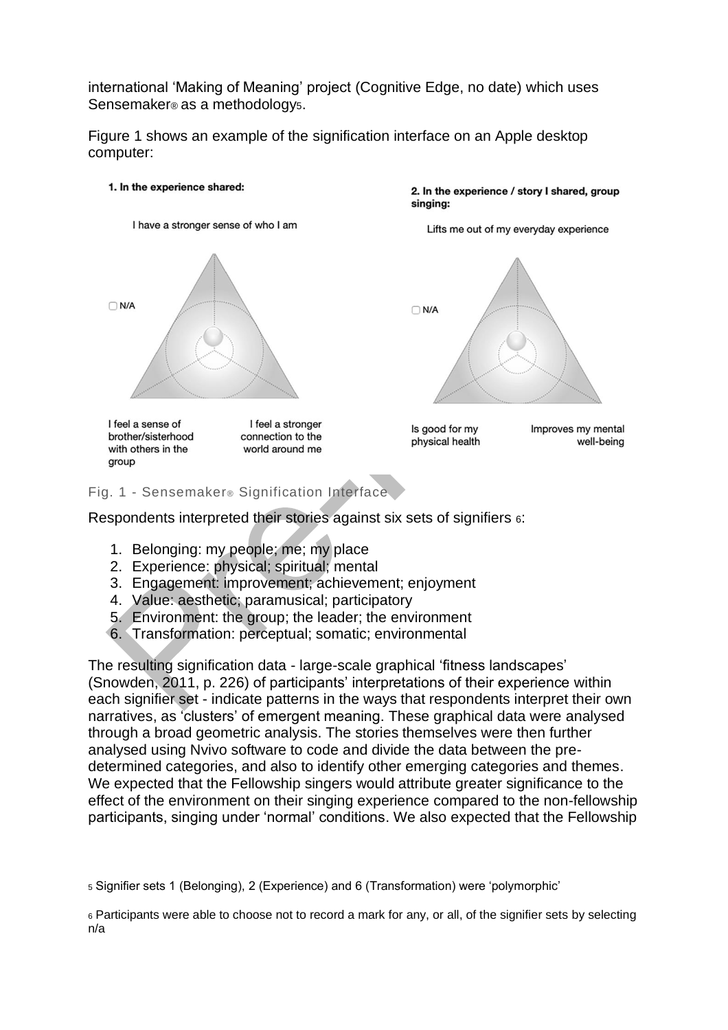international 'Making of Meaning' project (Cognitive Edge, no date) which uses Sensemaker® as a methodology[5].

Figure 1 shows an example of the signification interface on an Apple desktop computer:

**1. In the experience shared:**

I have a stronger sense of who I am

N/A

I feel a sense of brother/sisterhood with others in the group

I feel a stronger connection to the world around me

**2. In the experience / story I shared, group singing:**

Lifts me out of my everyday experience

N/A

Is good for my physical health

Improves my mental well-being

Fig. 1 - Sensemaker® Signification Interface

Respondents interpreted their stories against six sets of signifiers [6]:

1. Belonging: my people; me; my place
2. Experience: physical; spiritual; mental
3. Engagement: improvement; achievement; enjoyment
4. Value: aesthetic; paramusical; participatory
5. Environment: the group; the leader; the environment
6. Transformation: perceptual; somatic; environmental

The resulting signification data - large-scale graphical 'fitness landscapes' (Snowden, 2011, p. 226) of participants' interpretations of their experience within each signifier set - indicate patterns in the ways that respondents interpret their own narratives, as 'clusters' of emergent meaning. These graphical data were analysed through a broad geometric analysis. The stories themselves were then further analysed using Nvivo software to code and divide the data between the pre-determined categories, and also to identify other emerging categories and themes. We expected that the Fellowship singers would attribute greater significance to the effect of the environment on their singing experience compared to the non-fellowship participants, singing under 'normal' conditions. We also expected that the Fellowship

[5] Signifier sets 1 (Belonging), 2 (Experience) and 6 (Transformation) were 'polymorphic'

[6] Participants were able to choose not to record a mark for any, or all, of the signifier sets by selecting n/a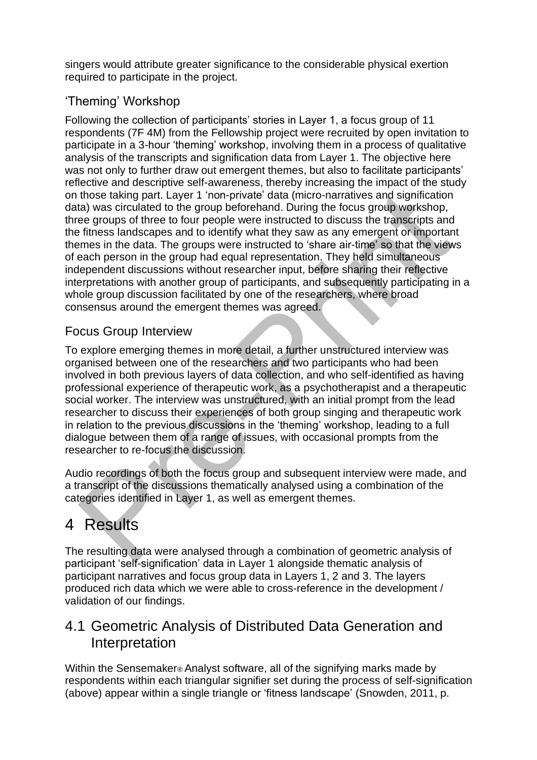singers would attribute greater significance to the considerable physical exertion required to participate in the project.

### 'Theming' Workshop

Following the collection of participants' stories in Layer 1, a focus group of 11 respondents (7F 4M) from the Fellowship project were recruited by open invitation to participate in a 3-hour 'theming' workshop, involving them in a process of qualitative analysis of the transcripts and signification data from Layer 1. The objective here was not only to further draw out emergent themes, but also to facilitate participants' reflective and descriptive self-awareness, thereby increasing the impact of the study on those taking part. Layer 1 'non-private' data (micro-narratives and signification data) was circulated to the group beforehand. During the focus group workshop, three groups of three to four people were instructed to discuss the transcripts and the fitness landscapes and to identify what they saw as any emergent or important themes in the data. The groups were instructed to 'share air-time' so that the views of each person in the group had equal representation. They held simultaneous independent discussions without researcher input, before sharing their reflective interpretations with another group of participants, and subsequently participating in a whole group discussion facilitated by one of the researchers, where broad consensus around the emergent themes was agreed.

### Focus Group Interview

To explore emerging themes in more detail, a further unstructured interview was organised between one of the researchers and two participants who had been involved in both previous layers of data collection, and who self-identified as having professional experience of therapeutic work, as a psychotherapist and a therapeutic social worker. The interview was unstructured, with an initial prompt from the lead researcher to discuss their experiences of both group singing and therapeutic work in relation to the previous discussions in the 'theming' workshop, leading to a full dialogue between them of a range of issues, with occasional prompts from the researcher to re-focus the discussion.

Audio recordings of both the focus group and subsequent interview were made, and a transcript of the discussions thematically analysed using a combination of the categories identified in Layer 1, as well as emergent themes.

# 4 Results

The resulting data were analysed through a combination of geometric analysis of participant 'self-signification' data in Layer 1 alongside thematic analysis of participant narratives and focus group data in Layers 1, 2 and 3. The layers produced rich data which we were able to cross-reference in the development / validation of our findings.

## 4.1 Geometric Analysis of Distributed Data Generation and Interpretation

Within the Sensemaker® Analyst software, all of the signifying marks made by respondents within each triangular signifier set during the process of self-signification (above) appear within a single triangle or 'fitness landscape' (Snowden, 2011, p.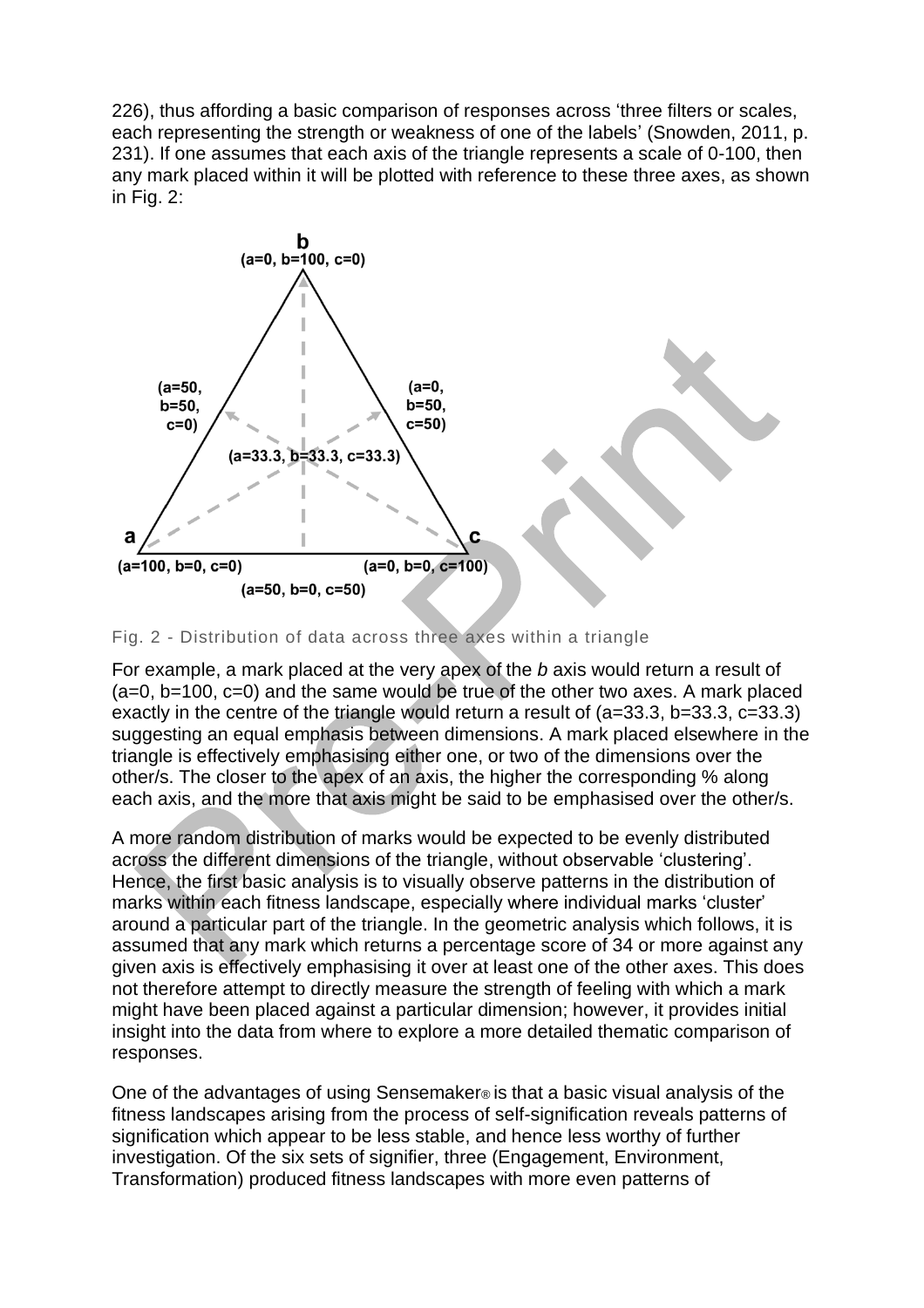226), thus affording a basic comparison of responses across 'three filters or scales, each representing the strength or weakness of one of the labels' (Snowden, 2011, p. 231). If one assumes that each axis of the triangle represents a scale of 0-100, then any mark placed within it will be plotted with reference to these three axes, as shown in Fig. 2:

Fig. 2 - Distribution of data across three axes within a triangle

For example, a mark placed at the very apex of the *b* axis would return a result of (a=0, b=100, c=0) and the same would be true of the other two axes. A mark placed exactly in the centre of the triangle would return a result of (a=33.3, b=33.3, c=33.3) suggesting an equal emphasis between dimensions. A mark placed elsewhere in the triangle is effectively emphasising either one, or two of the dimensions over the other/s. The closer to the apex of an axis, the higher the corresponding % along each axis, and the more that axis might be said to be emphasised over the other/s.

A more random distribution of marks would be expected to be evenly distributed across the different dimensions of the triangle, without observable 'clustering'. Hence, the first basic analysis is to visually observe patterns in the distribution of marks within each fitness landscape, especially where individual marks 'cluster' around a particular part of the triangle. In the geometric analysis which follows, it is assumed that any mark which returns a percentage score of 34 or more against any given axis is effectively emphasising it over at least one of the other axes. This does not therefore attempt to directly measure the strength of feeling with which a mark might have been placed against a particular dimension; however, it provides initial insight into the data from where to explore a more detailed thematic comparison of responses.

One of the advantages of using Sensemaker® is that a basic visual analysis of the fitness landscapes arising from the process of self-signification reveals patterns of signification which appear to be less stable, and hence less worthy of further investigation. Of the six sets of signifier, three (Engagement, Environment, Transformation) produced fitness landscapes with more even patterns of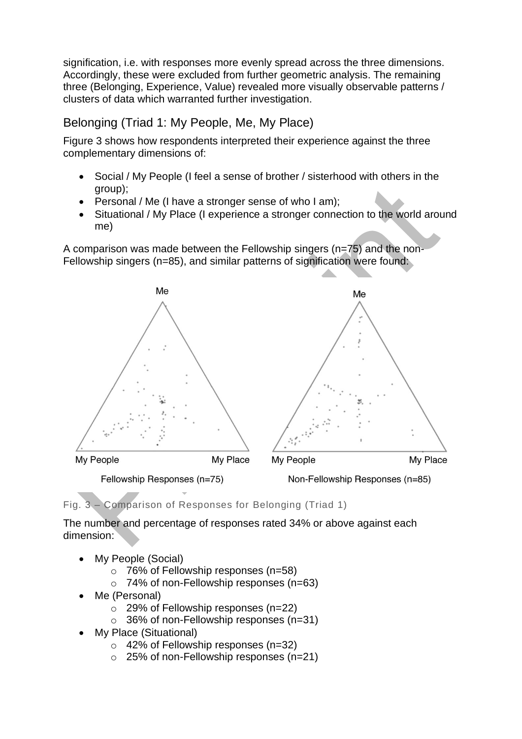signification, i.e. with responses more evenly spread across the three dimensions. Accordingly, these were excluded from further geometric analysis. The remaining three (Belonging, Experience, Value) revealed more visually observable patterns / clusters of data which warranted further investigation.

## Belonging (Triad 1: My People, Me, My Place)

Figure 3 shows how respondents interpreted their experience against the three complementary dimensions of:

- Social / My People (I feel a sense of brother / sisterhood with others in the group);
- Personal / Me (I have a stronger sense of who I am);
- Situational / My Place (I experience a stronger connection to the world around me)

A comparison was made between the Fellowship singers (n=75) and the non-Fellowship singers (n=85), and similar patterns of signification were found:

Fig. 3 – Comparison of Responses for Belonging (Triad 1)

The number and percentage of responses rated 34% or above against each dimension:

- My People (Social)
    - 76% of Fellowship responses (n=58)
    - 74% of non-Fellowship responses (n=63)
- Me (Personal)
    - 29% of Fellowship responses (n=22)
    - 36% of non-Fellowship responses (n=31)
- My Place (Situational)
    - 42% of Fellowship responses (n=32)
    - 25% of non-Fellowship responses (n=21)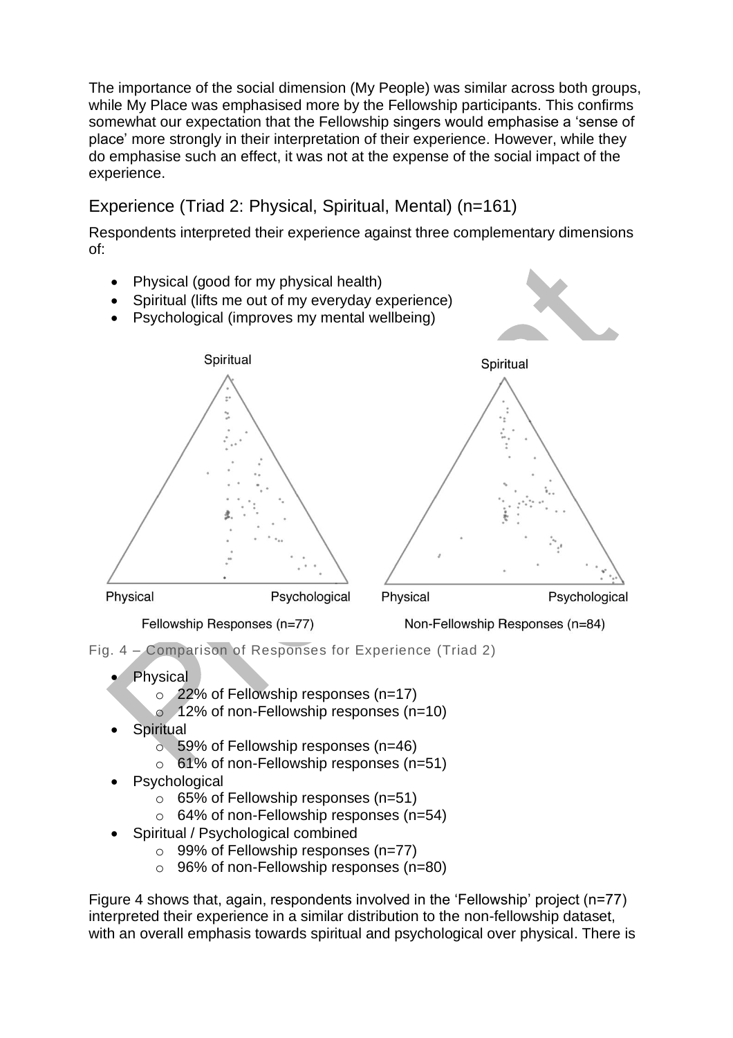The importance of the social dimension (My People) was similar across both groups, while My Place was emphasised more by the Fellowship participants. This confirms somewhat our expectation that the Fellowship singers would emphasise a 'sense of place' more strongly in their interpretation of their experience. However, while they do emphasise such an effect, it was not at the expense of the social impact of the experience.

## Experience (Triad 2: Physical, Spiritual, Mental) (n=161)

Respondents interpreted their experience against three complementary dimensions of:

- Physical (good for my physical health)
- Spiritual (lifts me out of my everyday experience)
- Psychological (improves my mental wellbeing)

Fig. 4 – Comparison of Responses for Experience (Triad 2)

- Physical
  - 22% of Fellowship responses (n=17)
  - 12% of non-Fellowship responses (n=10)
- Spiritual
  - 59% of Fellowship responses (n=46)
  - 61% of non-Fellowship responses (n=51)
- Psychological
  - 65% of Fellowship responses (n=51)
  - 64% of non-Fellowship responses (n=54)
- Spiritual / Psychological combined
  - 99% of Fellowship responses (n=77)
  - 96% of non-Fellowship responses (n=80)

Figure 4 shows that, again, respondents involved in the 'Fellowship' project (n=77) interpreted their experience in a similar distribution to the non-fellowship dataset, with an overall emphasis towards spiritual and psychological over physical. There is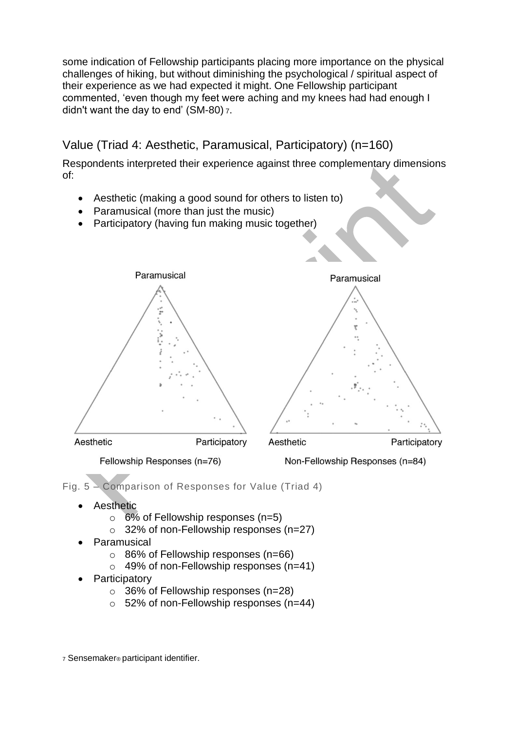some indication of Fellowship participants placing more importance on the physical challenges of hiking, but without diminishing the psychological / spiritual aspect of their experience as we had expected it might. One Fellowship participant commented, 'even though my feet were aching and my knees had had enough I didn't want the day to end' (SM-80) [7].

## Value (Triad 4: Aesthetic, Paramusical, Participatory) (n=160)

Respondents interpreted their experience against three complementary dimensions of:

- Aesthetic (making a good sound for others to listen to)
- Paramusical (more than just the music)
- Participatory (having fun making music together)

Fig. 5 – Comparison of Responses for Value (Triad 4)

- Aesthetic
  - 6% of Fellowship responses (n=5)
  - 32% of non-Fellowship responses (n=27)
- Paramusical
  - 86% of Fellowship responses (n=66)
  - 49% of non-Fellowship responses (n=41)
- Participatory
  - 36% of Fellowship responses (n=28)
  - 52% of non-Fellowship responses (n=44)

[7] Sensemaker® participant identifier.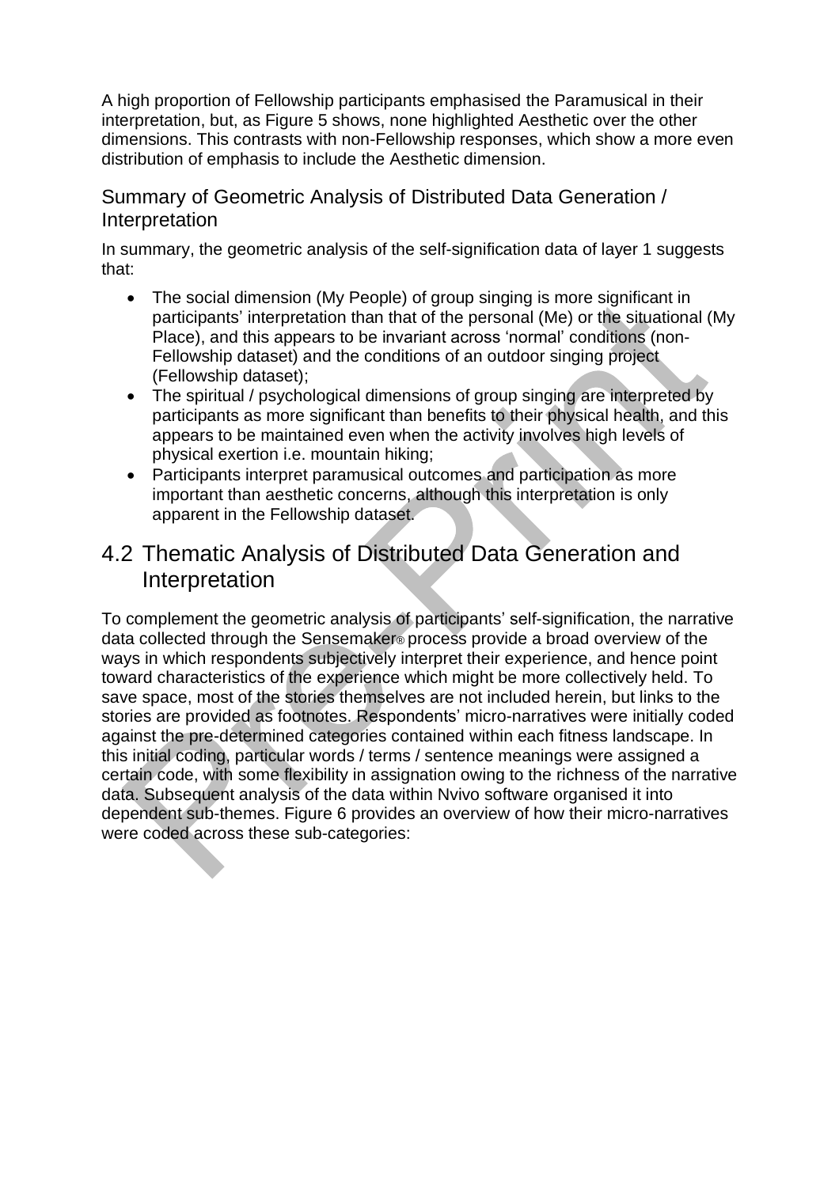A high proportion of Fellowship participants emphasised the Paramusical in their interpretation, but, as Figure 5 shows, none highlighted Aesthetic over the other dimensions. This contrasts with non-Fellowship responses, which show a more even distribution of emphasis to include the Aesthetic dimension.

### Summary of Geometric Analysis of Distributed Data Generation / Interpretation

In summary, the geometric analysis of the self-signification data of layer 1 suggests that:

- The social dimension (My People) of group singing is more significant in participants' interpretation than that of the personal (Me) or the situational (My Place), and this appears to be invariant across 'normal' conditions (non-Fellowship dataset) and the conditions of an outdoor singing project (Fellowship dataset);
- The spiritual / psychological dimensions of group singing are interpreted by participants as more significant than benefits to their physical health, and this appears to be maintained even when the activity involves high levels of physical exertion i.e. mountain hiking;
- Participants interpret paramusical outcomes and participation as more important than aesthetic concerns, although this interpretation is only apparent in the Fellowship dataset.

## 4.2 Thematic Analysis of Distributed Data Generation and Interpretation

To complement the geometric analysis of participants' self-signification, the narrative data collected through the Sensemaker® process provide a broad overview of the ways in which respondents subjectively interpret their experience, and hence point toward characteristics of the experience which might be more collectively held. To save space, most of the stories themselves are not included herein, but links to the stories are provided as footnotes. Respondents' micro-narratives were initially coded against the pre-determined categories contained within each fitness landscape. In this initial coding, particular words / terms / sentence meanings were assigned a certain code, with some flexibility in assignation owing to the richness of the narrative data. Subsequent analysis of the data within Nvivo software organised it into dependent sub-themes. Figure 6 provides an overview of how their micro-narratives were coded across these sub-categories: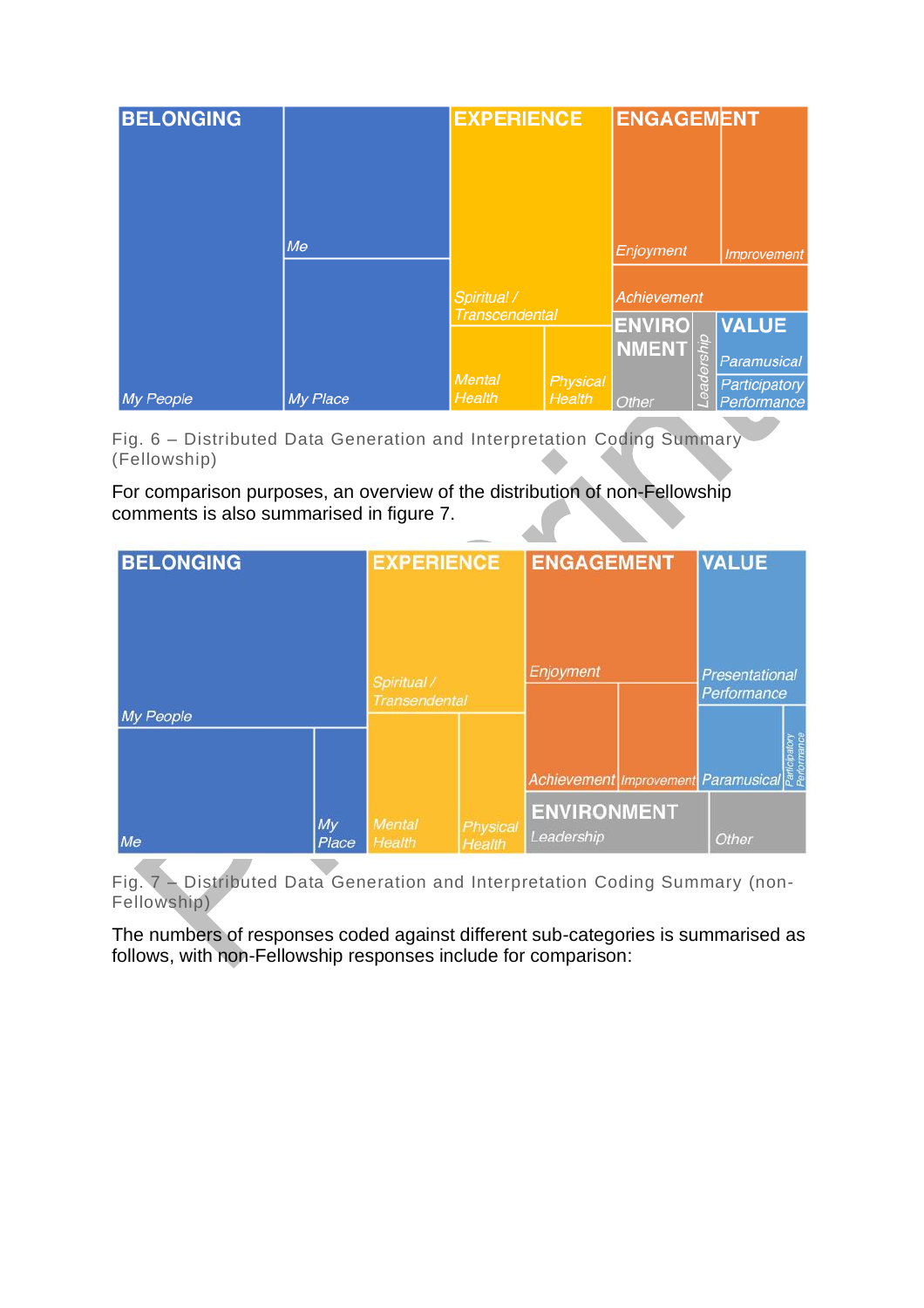Fig. 6 – Distributed Data Generation and Interpretation Coding Summary (Fellowship)

For comparison purposes, an overview of the distribution of non-Fellowship comments is also summarised in figure 7.

Fig. 7 – Distributed Data Generation and Interpretation Coding Summary (non-Fellowship)

The numbers of responses coded against different sub-categories is summarised as follows, with non-Fellowship responses include for comparison: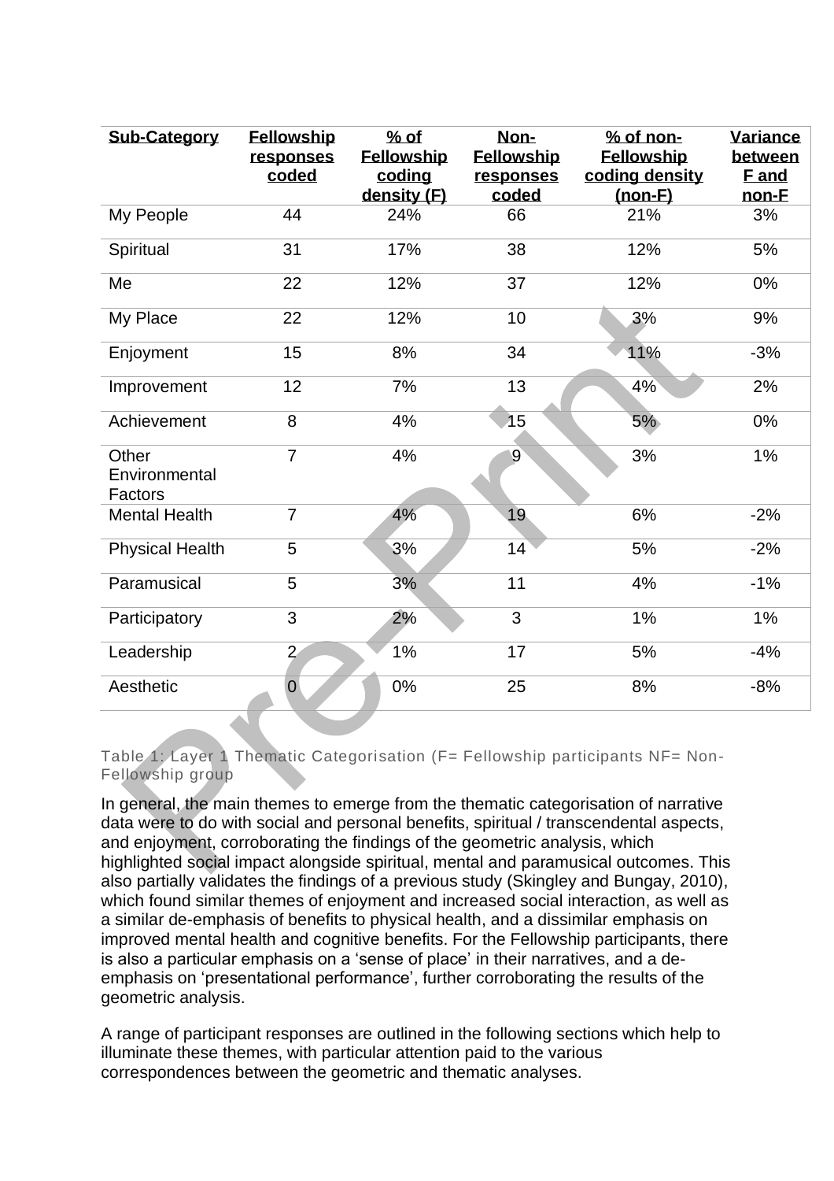| Sub-Category | Fellowship responses coded | % of Fellowship coding density (F) | Non-Fellowship responses coded | % of non-Fellowship coding density (non-F) | Variance between F and non-F |
|---|---|---|---|---|---|
| My People | 44 | 24% | 66 | 21% | 3% |
| Spiritual | 31 | 17% | 38 | 12% | 5% |
| Me | 22 | 12% | 37 | 12% | 0% |
| My Place | 22 | 12% | 10 | 3% | 9% |
| Enjoyment | 15 | 8% | 34 | 11% | -3% |
| Improvement | 12 | 7% | 13 | 4% | 2% |
| Achievement | 8 | 4% | 15 | 5% | 0% |
| Other Environmental Factors | 7 | 4% | 9 | 3% | 1% |
| Mental Health | 7 | 4% | 19 | 6% | -2% |
| Physical Health | 5 | 3% | 14 | 5% | -2% |
| Paramusical | 5 | 3% | 11 | 4% | -1% |
| Participatory | 3 | 2% | 3 | 1% | 1% |
| Leadership | 2 | 1% | 17 | 5% | -4% |
| Aesthetic | 0 | 0% | 25 | 8% | -8% |

Table 1: Layer 1 Thematic Categorisation (F= Fellowship participants NF= Non-Fellowship group

In general, the main themes to emerge from the thematic categorisation of narrative data were to do with social and personal benefits, spiritual / transcendental aspects, and enjoyment, corroborating the findings of the geometric analysis, which highlighted social impact alongside spiritual, mental and paramusical outcomes. This also partially validates the findings of a previous study (Skingley and Bungay, 2010), which found similar themes of enjoyment and increased social interaction, as well as a similar de-emphasis of benefits to physical health, and a dissimilar emphasis on improved mental health and cognitive benefits. For the Fellowship participants, there is also a particular emphasis on a 'sense of place' in their narratives, and a de-emphasis on 'presentational performance', further corroborating the results of the geometric analysis.

A range of participant responses are outlined in the following sections which help to illuminate these themes, with particular attention paid to the various correspondences between the geometric and thematic analyses.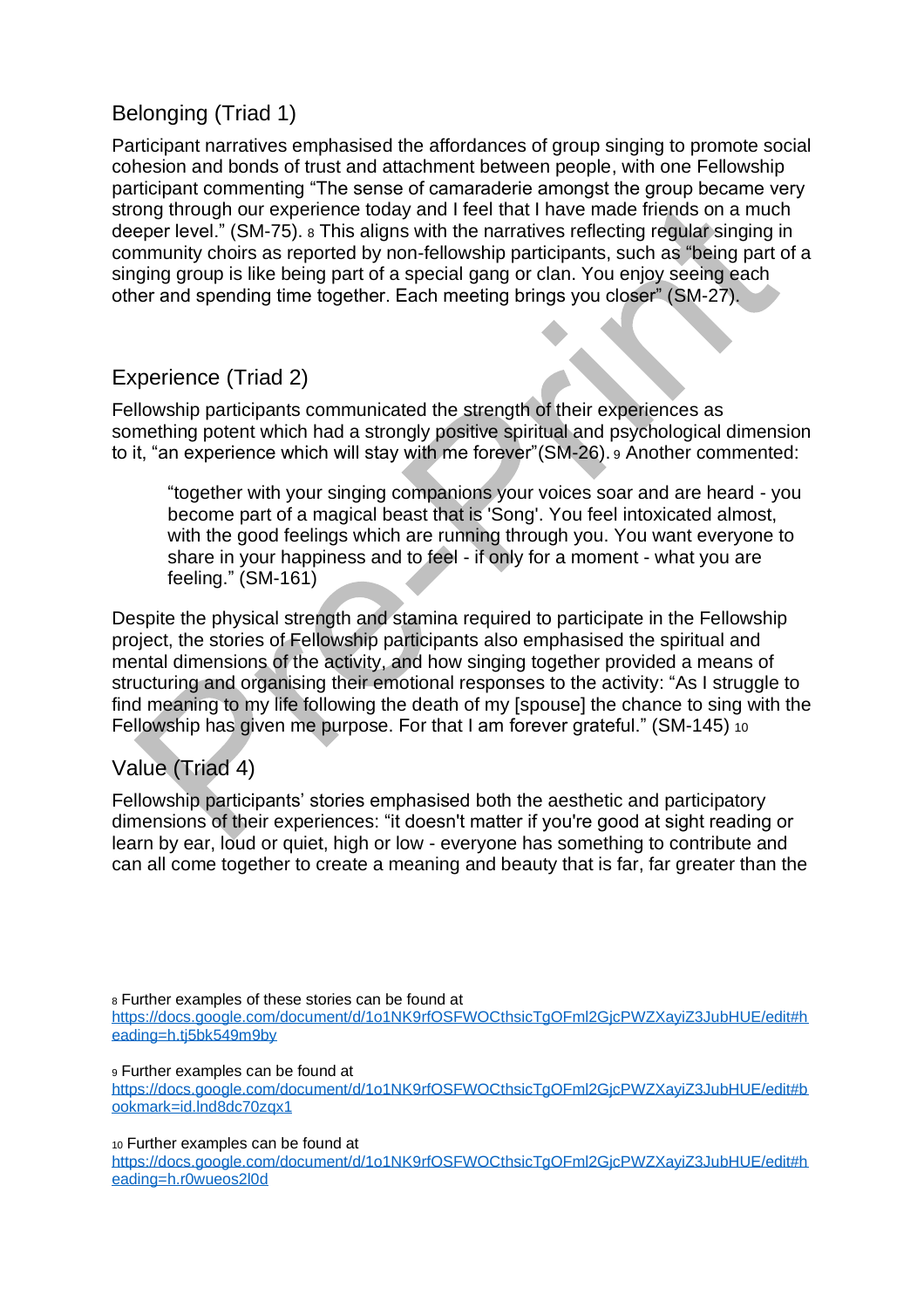## Belonging (Triad 1)

Participant narratives emphasised the affordances of group singing to promote social cohesion and bonds of trust and attachment between people, with one Fellowship participant commenting "The sense of camaraderie amongst the group became very strong through our experience today and I feel that I have made friends on a much deeper level." (SM-75). [8] This aligns with the narratives reflecting regular singing in community choirs as reported by non-fellowship participants, such as "being part of a singing group is like being part of a special gang or clan. You enjoy seeing each other and spending time together. Each meeting brings you closer" (SM-27).

## Experience (Triad 2)

Fellowship participants communicated the strength of their experiences as something potent which had a strongly positive spiritual and psychological dimension to it, "an experience which will stay with me forever"(SM-26). [9] Another commented:

> "together with your singing companions your voices soar and are heard - you become part of a magical beast that is 'Song'. You feel intoxicated almost, with the good feelings which are running through you. You want everyone to share in your happiness and to feel - if only for a moment - what you are feeling." (SM-161)

Despite the physical strength and stamina required to participate in the Fellowship project, the stories of Fellowship participants also emphasised the spiritual and mental dimensions of the activity, and how singing together provided a means of structuring and organising their emotional responses to the activity: "As I struggle to find meaning to my life following the death of my [spouse] the chance to sing with the Fellowship has given me purpose. For that I am forever grateful." (SM-145) [10]

## Value (Triad 4)

Fellowship participants' stories emphasised both the aesthetic and participatory dimensions of their experiences: "it doesn't matter if you're good at sight reading or learn by ear, loud or quiet, high or low - everyone has something to contribute and can all come together to create a meaning and beauty that is far, far greater than the

[8] Further examples of these stories can be found at https://docs.google.com/document/d/1o1NK9rfOSFWOCthsicTgOFml2GjcPWZXayiZ3JubHUE/edit#heading=h.tj5bk549m9by

[9] Further examples can be found at https://docs.google.com/document/d/1o1NK9rfOSFWOCthsicTgOFml2GjcPWZXayiZ3JubHUE/edit#bookmark=id.lnd8dc70zqx1

[10] Further examples can be found at https://docs.google.com/document/d/1o1NK9rfOSFWOCthsicTgOFml2GjcPWZXayiZ3JubHUE/edit#heading=h.r0wueos2l0d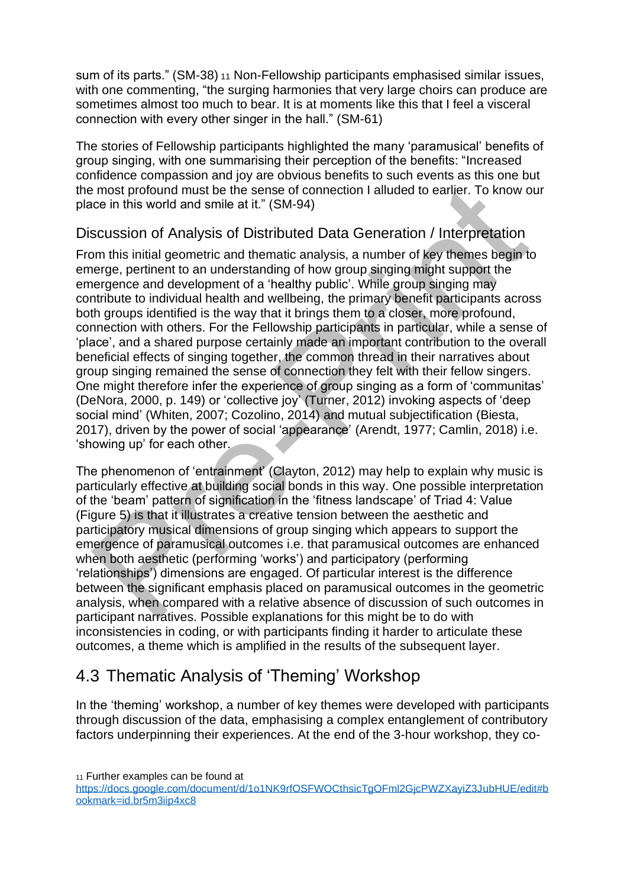sum of its parts." (SM-38) [11] Non-Fellowship participants emphasised similar issues, with one commenting, "the surging harmonies that very large choirs can produce are sometimes almost too much to bear. It is at moments like this that I feel a visceral connection with every other singer in the hall." (SM-61)

The stories of Fellowship participants highlighted the many 'paramusical' benefits of group singing, with one summarising their perception of the benefits: "Increased confidence compassion and joy are obvious benefits to such events as this one but the most profound must be the sense of connection I alluded to earlier. To know our place in this world and smile at it." (SM-94)

### Discussion of Analysis of Distributed Data Generation / Interpretation

From this initial geometric and thematic analysis, a number of key themes begin to emerge, pertinent to an understanding of how group singing might support the emergence and development of a 'healthy public'. While group singing may contribute to individual health and wellbeing, the primary benefit participants across both groups identified is the way that it brings them to a closer, more profound, connection with others. For the Fellowship participants in particular, while a sense of 'place', and a shared purpose certainly made an important contribution to the overall beneficial effects of singing together, the common thread in their narratives about group singing remained the sense of connection they felt with their fellow singers. One might therefore infer the experience of group singing as a form of 'communitas' (DeNora, 2000, p. 149) or 'collective joy' (Turner, 2012) invoking aspects of 'deep social mind' (Whiten, 2007; Cozolino, 2014) and mutual subjectification (Biesta, 2017), driven by the power of social 'appearance' (Arendt, 1977; Camlin, 2018) i.e. 'showing up' for each other.

The phenomenon of 'entrainment' (Clayton, 2012) may help to explain why music is particularly effective at building social bonds in this way. One possible interpretation of the 'beam' pattern of signification in the 'fitness landscape' of Triad 4: Value (Figure 5) is that it illustrates a creative tension between the aesthetic and participatory musical dimensions of group singing which appears to support the emergence of paramusical outcomes i.e. that paramusical outcomes are enhanced when both aesthetic (performing 'works') and participatory (performing 'relationships') dimensions are engaged. Of particular interest is the difference between the significant emphasis placed on paramusical outcomes in the geometric analysis, when compared with a relative absence of discussion of such outcomes in participant narratives. Possible explanations for this might be to do with inconsistencies in coding, or with participants finding it harder to articulate these outcomes, a theme which is amplified in the results of the subsequent layer.

## 4.3 Thematic Analysis of 'Theming' Workshop

In the 'theming' workshop, a number of key themes were developed with participants through discussion of the data, emphasising a complex entanglement of contributory factors underpinning their experiences. At the end of the 3-hour workshop, they co-

[11] Further examples can be found at https://docs.google.com/document/d/1o1NK9rfOSFWOCthsicTgOFml2GjcPWZXayiZ3JubHUE/edit#bookmark=id.br5m3iip4xc8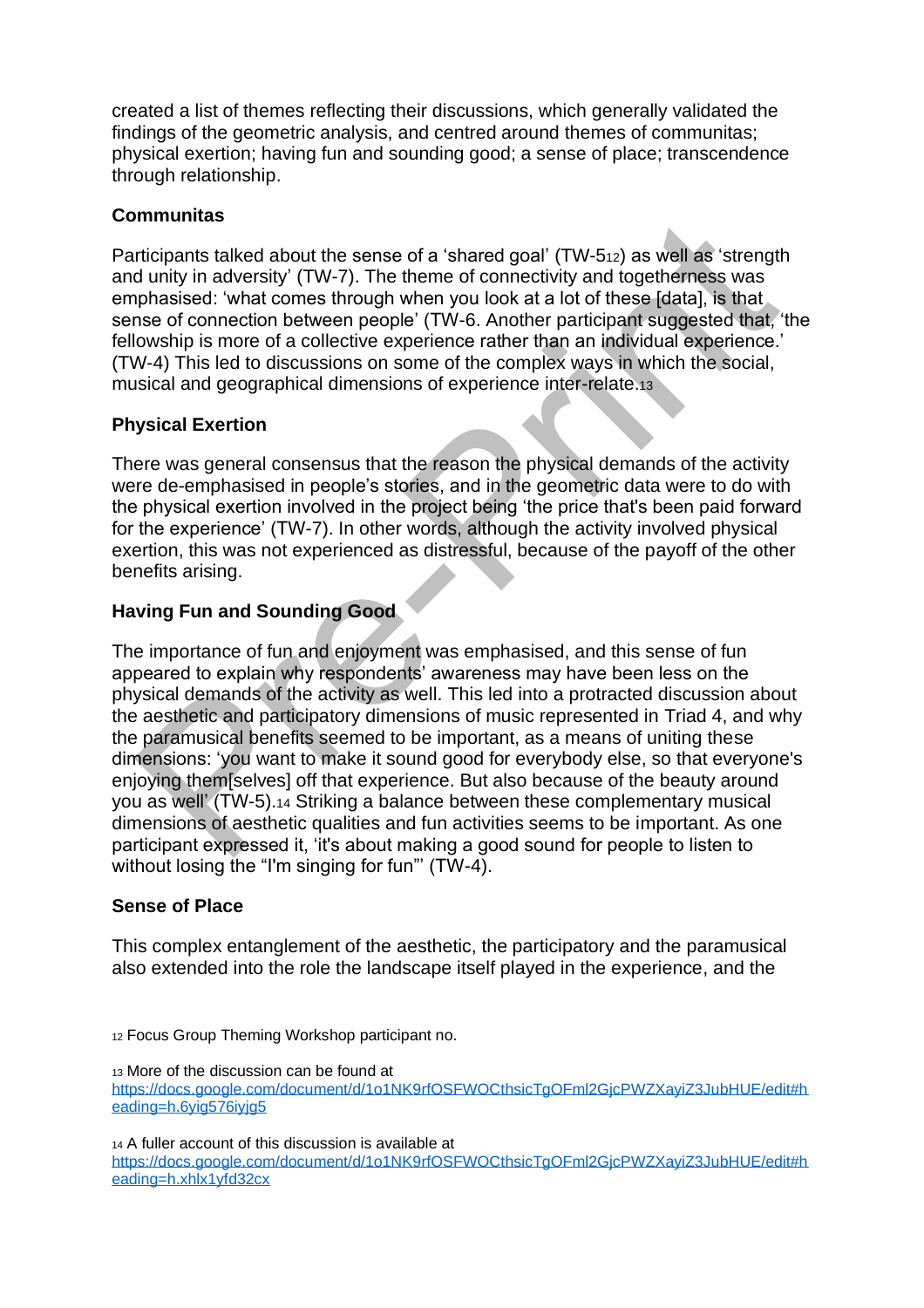created a list of themes reflecting their discussions, which generally validated the findings of the geometric analysis, and centred around themes of communitas; physical exertion; having fun and sounding good; a sense of place; transcendence through relationship.

**Communitas**

Participants talked about the sense of a 'shared goal' (TW-5[12]) as well as 'strength and unity in adversity' (TW-7). The theme of connectivity and togetherness was emphasised: 'what comes through when you look at a lot of these [data], is that sense of connection between people' (TW-6. Another participant suggested that, 'the fellowship is more of a collective experience rather than an individual experience.' (TW-4) This led to discussions on some of the complex ways in which the social, musical and geographical dimensions of experience inter-relate.[13]

**Physical Exertion**

There was general consensus that the reason the physical demands of the activity were de-emphasised in people's stories, and in the geometric data were to do with the physical exertion involved in the project being 'the price that's been paid forward for the experience' (TW-7). In other words, although the activity involved physical exertion, this was not experienced as distressful, because of the payoff of the other benefits arising.

**Having Fun and Sounding Good**

The importance of fun and enjoyment was emphasised, and this sense of fun appeared to explain why respondents' awareness may have been less on the physical demands of the activity as well. This led into a protracted discussion about the aesthetic and participatory dimensions of music represented in Triad 4, and why the paramusical benefits seemed to be important, as a means of uniting these dimensions: 'you want to make it sound good for everybody else, so that everyone's enjoying them[selves] off that experience. But also because of the beauty around you as well' (TW-5).[14] Striking a balance between these complementary musical dimensions of aesthetic qualities and fun activities seems to be important. As one participant expressed it, 'it's about making a good sound for people to listen to without losing the "I'm singing for fun"' (TW-4).

**Sense of Place**

This complex entanglement of the aesthetic, the participatory and the paramusical also extended into the role the landscape itself played in the experience, and the

[12] Focus Group Theming Workshop participant no.

[13] More of the discussion can be found at https://docs.google.com/document/d/1o1NK9rfOSFWOCthsicTgOFml2GjcPWZXayiZ3JubHUE/edit#heading=h.6yig576iyjg5

[14] A fuller account of this discussion is available at https://docs.google.com/document/d/1o1NK9rfOSFWOCthsicTgOFml2GjcPWZXayiZ3JubHUE/edit#heading=h.xhlx1yfd32cx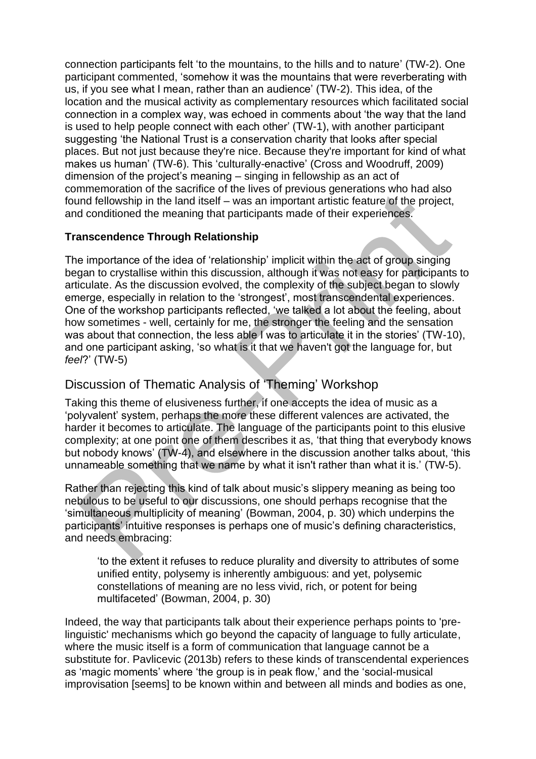connection participants felt 'to the mountains, to the hills and to nature' (TW-2). One participant commented, 'somehow it was the mountains that were reverberating with us, if you see what I mean, rather than an audience' (TW-2). This idea, of the location and the musical activity as complementary resources which facilitated social connection in a complex way, was echoed in comments about 'the way that the land is used to help people connect with each other' (TW-1), with another participant suggesting 'the National Trust is a conservation charity that looks after special places. But not just because they're nice. Because they're important for kind of what makes us human' (TW-6). This 'culturally-enactive' (Cross and Woodruff, 2009) dimension of the project's meaning – singing in fellowship as an act of commemoration of the sacrifice of the lives of previous generations who had also found fellowship in the land itself – was an important artistic feature of the project, and conditioned the meaning that participants made of their experiences.

**Transcendence Through Relationship**

The importance of the idea of 'relationship' implicit within the act of group singing began to crystallise within this discussion, although it was not easy for participants to articulate. As the discussion evolved, the complexity of the subject began to slowly emerge, especially in relation to the 'strongest', most transcendental experiences. One of the workshop participants reflected, 'we talked a lot about the feeling, about how sometimes - well, certainly for me, the stronger the feeling and the sensation was about that connection, the less able I was to articulate it in the stories' (TW-10), and one participant asking, 'so what is it that we haven't got the language for, but *feel*?' (TW-5)

## Discussion of Thematic Analysis of 'Theming' Workshop

Taking this theme of elusiveness further, if one accepts the idea of music as a 'polyvalent' system, perhaps the more these different valences are activated, the harder it becomes to articulate. The language of the participants point to this elusive complexity; at one point one of them describes it as, 'that thing that everybody knows but nobody knows' (TW-4), and elsewhere in the discussion another talks about, 'this unnameable something that we name by what it isn't rather than what it is.' (TW-5).

Rather than rejecting this kind of talk about music's slippery meaning as being too nebulous to be useful to our discussions, one should perhaps recognise that the 'simultaneous multiplicity of meaning' (Bowman, 2004, p. 30) which underpins the participants' intuitive responses is perhaps one of music's defining characteristics, and needs embracing:

> 'to the extent it refuses to reduce plurality and diversity to attributes of some unified entity, polysemy is inherently ambiguous: and yet, polysemic constellations of meaning are no less vivid, rich, or potent for being multifaceted' (Bowman, 2004, p. 30)

Indeed, the way that participants talk about their experience perhaps points to 'pre-linguistic' mechanisms which go beyond the capacity of language to fully articulate, where the music itself is a form of communication that language cannot be a substitute for. Pavlicevic (2013b) refers to these kinds of transcendental experiences as 'magic moments' where 'the group is in peak flow,' and the 'social-musical improvisation [seems] to be known within and between all minds and bodies as one,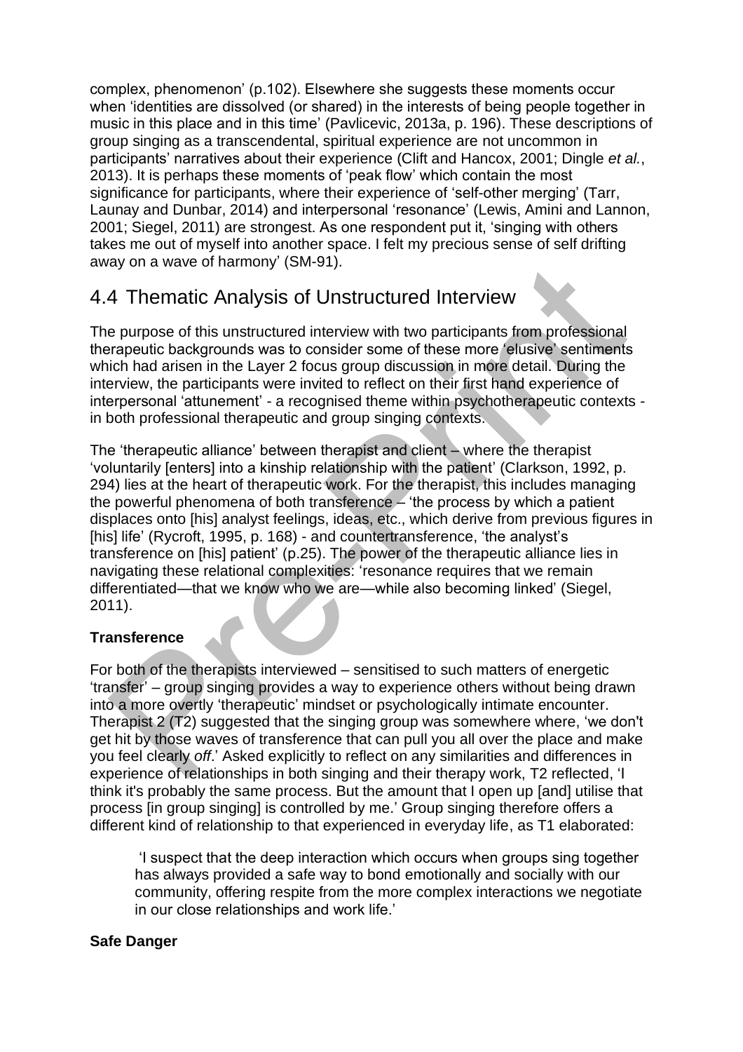complex, phenomenon' (p.102). Elsewhere she suggests these moments occur when 'identities are dissolved (or shared) in the interests of being people together in music in this place and in this time' (Pavlicevic, 2013a, p. 196). These descriptions of group singing as a transcendental, spiritual experience are not uncommon in participants' narratives about their experience (Clift and Hancox, 2001; Dingle *et al.*, 2013). It is perhaps these moments of 'peak flow' which contain the most significance for participants, where their experience of 'self-other merging' (Tarr, Launay and Dunbar, 2014) and interpersonal 'resonance' (Lewis, Amini and Lannon, 2001; Siegel, 2011) are strongest. As one respondent put it, 'singing with others takes me out of myself into another space. I felt my precious sense of self drifting away on a wave of harmony' (SM-91).

## 4.4 Thematic Analysis of Unstructured Interview

The purpose of this unstructured interview with two participants from professional therapeutic backgrounds was to consider some of these more 'elusive' sentiments which had arisen in the Layer 2 focus group discussion in more detail. During the interview, the participants were invited to reflect on their first hand experience of interpersonal 'attunement' - a recognised theme within psychotherapeutic contexts - in both professional therapeutic and group singing contexts.

The 'therapeutic alliance' between therapist and client – where the therapist 'voluntarily [enters] into a kinship relationship with the patient' (Clarkson, 1992, p. 294) lies at the heart of therapeutic work. For the therapist, this includes managing the powerful phenomena of both transference – 'the process by which a patient displaces onto [his] analyst feelings, ideas, etc., which derive from previous figures in [his] life' (Rycroft, 1995, p. 168) - and countertransference, 'the analyst's transference on [his] patient' (p.25). The power of the therapeutic alliance lies in navigating these relational complexities: 'resonance requires that we remain differentiated—that we know who we are—while also becoming linked' (Siegel, 2011).

**Transference**

For both of the therapists interviewed – sensitised to such matters of energetic 'transfer' – group singing provides a way to experience others without being drawn into a more overtly 'therapeutic' mindset or psychologically intimate encounter. Therapist 2 (T2) suggested that the singing group was somewhere where, 'we don't get hit by those waves of transference that can pull you all over the place and make you feel clearly *off*.' Asked explicitly to reflect on any similarities and differences in experience of relationships in both singing and their therapy work, T2 reflected, 'I think it's probably the same process. But the amount that I open up [and] utilise that process [in group singing] is controlled by me.' Group singing therefore offers a different kind of relationship to that experienced in everyday life, as T1 elaborated:

> 'I suspect that the deep interaction which occurs when groups sing together has always provided a safe way to bond emotionally and socially with our community, offering respite from the more complex interactions we negotiate in our close relationships and work life.'

**Safe Danger**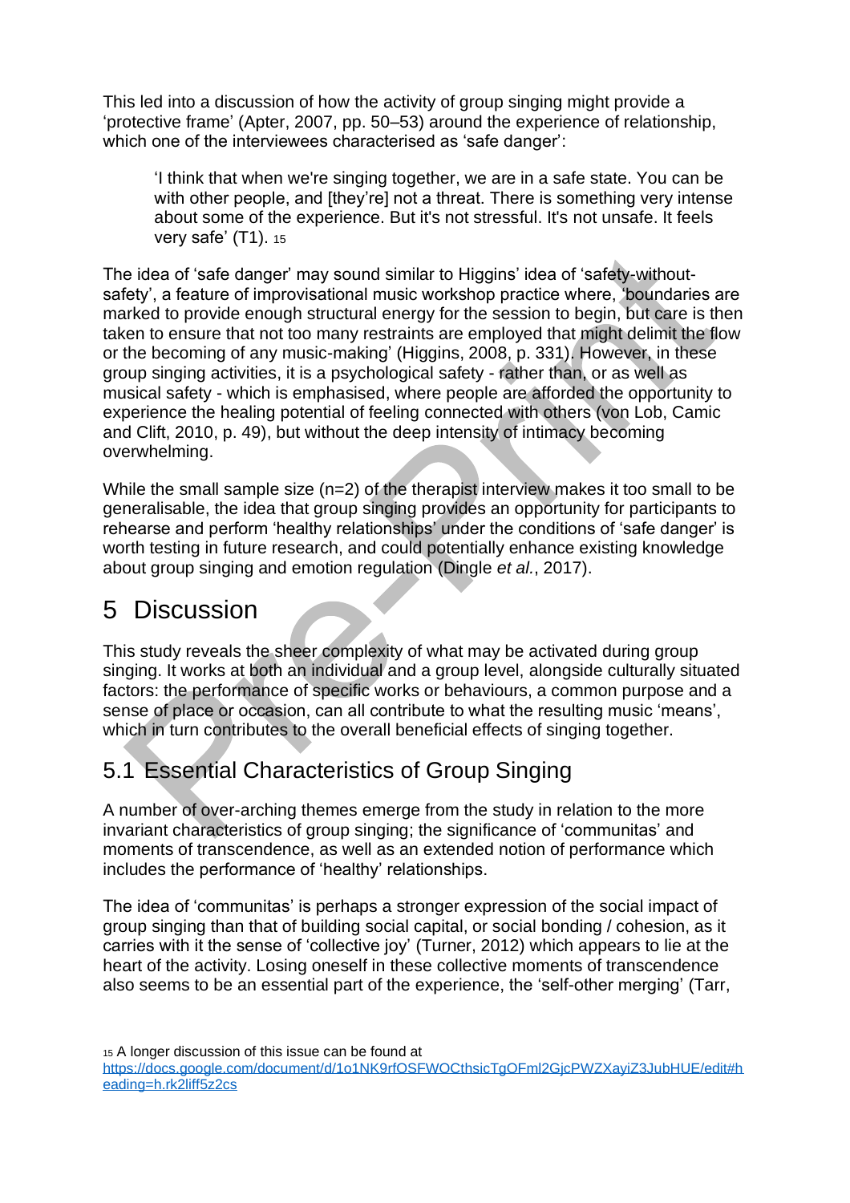This led into a discussion of how the activity of group singing might provide a 'protective frame' (Apter, 2007, pp. 50–53) around the experience of relationship, which one of the interviewees characterised as 'safe danger':

> 'I think that when we're singing together, we are in a safe state. You can be with other people, and [they're] not a threat. There is something very intense about some of the experience. But it's not stressful. It's not unsafe. It feels very safe' (T1). [15]

The idea of 'safe danger' may sound similar to Higgins' idea of 'safety-without-safety', a feature of improvisational music workshop practice where, 'boundaries are marked to provide enough structural energy for the session to begin, but care is then taken to ensure that not too many restraints are employed that might delimit the flow or the becoming of any music-making' (Higgins, 2008, p. 331). However, in these group singing activities, it is a psychological safety - rather than, or as well as musical safety - which is emphasised, where people are afforded the opportunity to experience the healing potential of feeling connected with others (von Lob, Camic and Clift, 2010, p. 49), but without the deep intensity of intimacy becoming overwhelming.

While the small sample size (n=2) of the therapist interview makes it too small to be generalisable, the idea that group singing provides an opportunity for participants to rehearse and perform 'healthy relationships' under the conditions of 'safe danger' is worth testing in future research, and could potentially enhance existing knowledge about group singing and emotion regulation (Dingle *et al.*, 2017).

# 5 Discussion

This study reveals the sheer complexity of what may be activated during group singing. It works at both an individual and a group level, alongside culturally situated factors: the performance of specific works or behaviours, a common purpose and a sense of place or occasion, can all contribute to what the resulting music 'means', which in turn contributes to the overall beneficial effects of singing together.

## 5.1 Essential Characteristics of Group Singing

A number of over-arching themes emerge from the study in relation to the more invariant characteristics of group singing; the significance of 'communitas' and moments of transcendence, as well as an extended notion of performance which includes the performance of 'healthy' relationships.

The idea of 'communitas' is perhaps a stronger expression of the social impact of group singing than that of building social capital, or social bonding / cohesion, as it carries with it the sense of 'collective joy' (Turner, 2012) which appears to lie at the heart of the activity. Losing oneself in these collective moments of transcendence also seems to be an essential part of the experience, the 'self-other merging' (Tarr,

[15] A longer discussion of this issue can be found at https://docs.google.com/document/d/1o1NK9rfOSFWOCthsicTgOFml2GjcPWZXayiZ3JubHUE/edit#heading=h.rk2liff5z2cs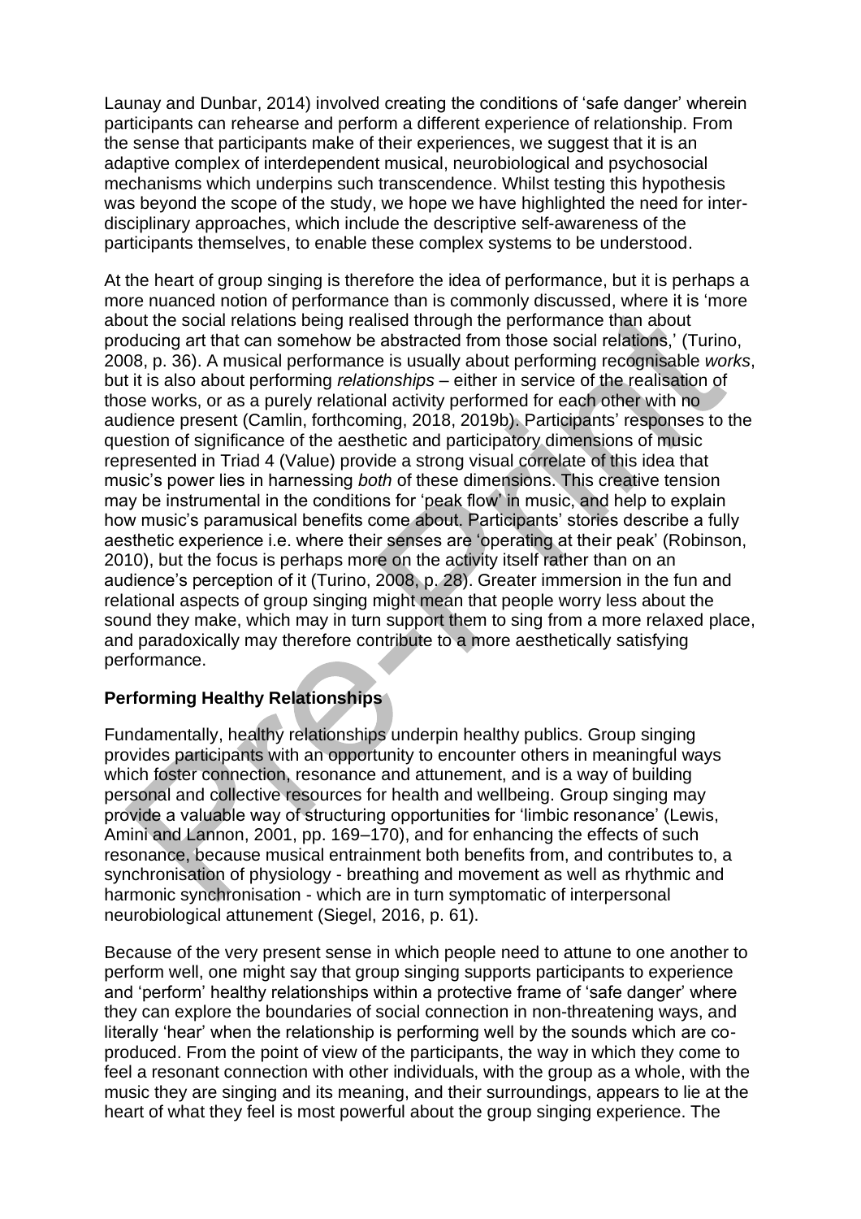Launay and Dunbar, 2014) involved creating the conditions of 'safe danger' wherein participants can rehearse and perform a different experience of relationship. From the sense that participants make of their experiences, we suggest that it is an adaptive complex of interdependent musical, neurobiological and psychosocial mechanisms which underpins such transcendence. Whilst testing this hypothesis was beyond the scope of the study, we hope we have highlighted the need for inter-disciplinary approaches, which include the descriptive self-awareness of the participants themselves, to enable these complex systems to be understood.

At the heart of group singing is therefore the idea of performance, but it is perhaps a more nuanced notion of performance than is commonly discussed, where it is 'more about the social relations being realised through the performance than about producing art that can somehow be abstracted from those social relations,' (Turino, 2008, p. 36). A musical performance is usually about performing recognisable *works*, but it is also about performing *relationships* – either in service of the realisation of those works, or as a purely relational activity performed for each other with no audience present (Camlin, forthcoming, 2018, 2019b). Participants' responses to the question of significance of the aesthetic and participatory dimensions of music represented in Triad 4 (Value) provide a strong visual correlate of this idea that music's power lies in harnessing *both* of these dimensions. This creative tension may be instrumental in the conditions for 'peak flow' in music, and help to explain how music's paramusical benefits come about. Participants' stories describe a fully aesthetic experience i.e. where their senses are 'operating at their peak' (Robinson, 2010), but the focus is perhaps more on the activity itself rather than on an audience's perception of it (Turino, 2008, p. 28). Greater immersion in the fun and relational aspects of group singing might mean that people worry less about the sound they make, which may in turn support them to sing from a more relaxed place, and paradoxically may therefore contribute to a more aesthetically satisfying performance.

## Performing Healthy Relationships

Fundamentally, healthy relationships underpin healthy publics. Group singing provides participants with an opportunity to encounter others in meaningful ways which foster connection, resonance and attunement, and is a way of building personal and collective resources for health and wellbeing. Group singing may provide a valuable way of structuring opportunities for 'limbic resonance' (Lewis, Amini and Lannon, 2001, pp. 169–170), and for enhancing the effects of such resonance, because musical entrainment both benefits from, and contributes to, a synchronisation of physiology - breathing and movement as well as rhythmic and harmonic synchronisation - which are in turn symptomatic of interpersonal neurobiological attunement (Siegel, 2016, p. 61).

Because of the very present sense in which people need to attune to one another to perform well, one might say that group singing supports participants to experience and 'perform' healthy relationships within a protective frame of 'safe danger' where they can explore the boundaries of social connection in non-threatening ways, and literally 'hear' when the relationship is performing well by the sounds which are co-produced. From the point of view of the participants, the way in which they come to feel a resonant connection with other individuals, with the group as a whole, with the music they are singing and its meaning, and their surroundings, appears to lie at the heart of what they feel is most powerful about the group singing experience. The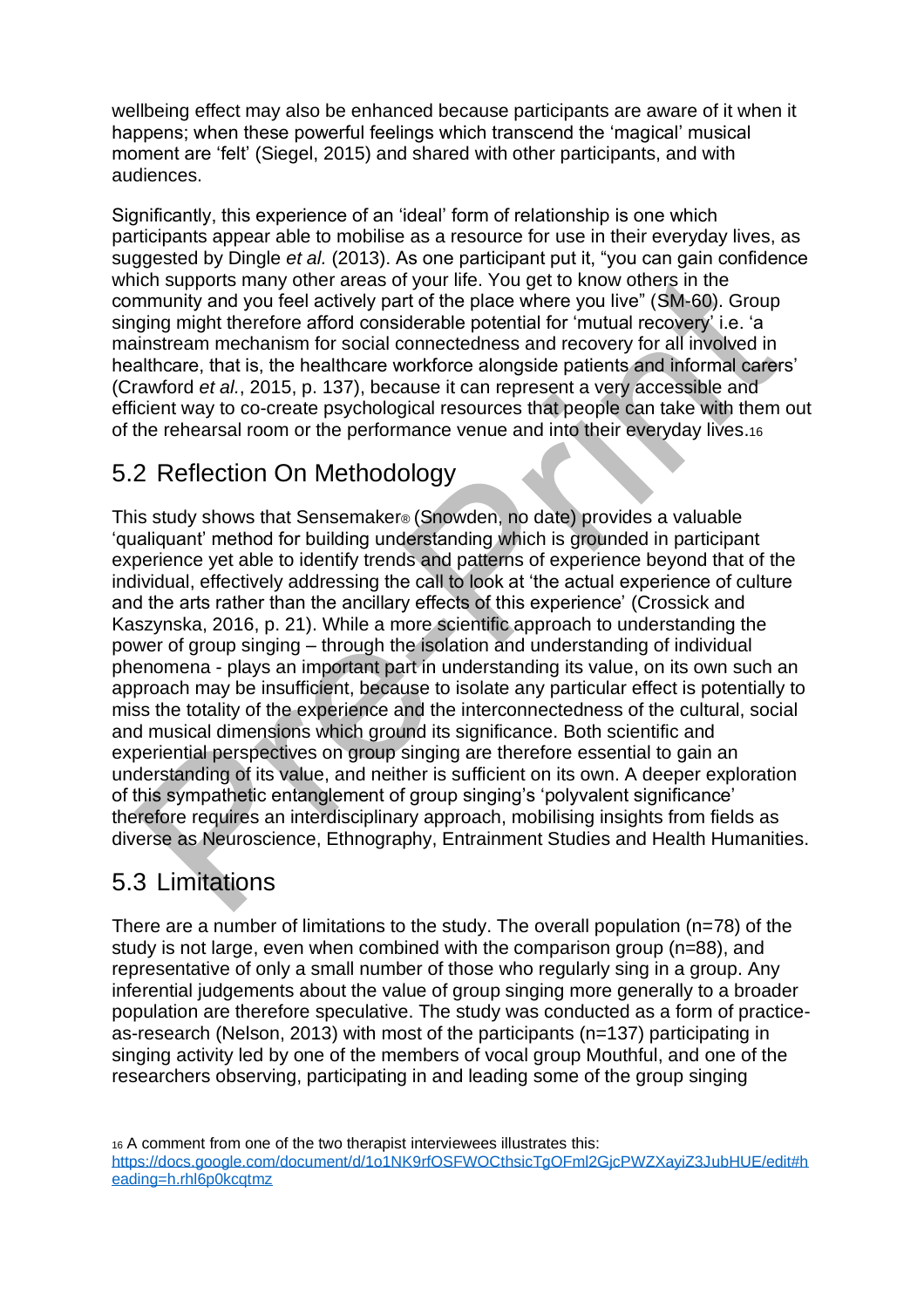wellbeing effect may also be enhanced because participants are aware of it when it happens; when these powerful feelings which transcend the 'magical' musical moment are 'felt' (Siegel, 2015) and shared with other participants, and with audiences.

Significantly, this experience of an 'ideal' form of relationship is one which participants appear able to mobilise as a resource for use in their everyday lives, as suggested by Dingle *et al.* (2013). As one participant put it, "you can gain confidence which supports many other areas of your life. You get to know others in the community and you feel actively part of the place where you live" (SM-60). Group singing might therefore afford considerable potential for 'mutual recovery' i.e. 'a mainstream mechanism for social connectedness and recovery for all involved in healthcare, that is, the healthcare workforce alongside patients and informal carers' (Crawford *et al.*, 2015, p. 137), because it can represent a very accessible and efficient way to co-create psychological resources that people can take with them out of the rehearsal room or the performance venue and into their everyday lives.[16]

## 5.2 Reflection On Methodology

This study shows that Sensemaker® (Snowden, no date) provides a valuable 'qualiquant' method for building understanding which is grounded in participant experience yet able to identify trends and patterns of experience beyond that of the individual, effectively addressing the call to look at 'the actual experience of culture and the arts rather than the ancillary effects of this experience' (Crossick and Kaszynska, 2016, p. 21). While a more scientific approach to understanding the power of group singing – through the isolation and understanding of individual phenomena - plays an important part in understanding its value, on its own such an approach may be insufficient, because to isolate any particular effect is potentially to miss the totality of the experience and the interconnectedness of the cultural, social and musical dimensions which ground its significance. Both scientific and experiential perspectives on group singing are therefore essential to gain an understanding of its value, and neither is sufficient on its own. A deeper exploration of this sympathetic entanglement of group singing's 'polyvalent significance' therefore requires an interdisciplinary approach, mobilising insights from fields as diverse as Neuroscience, Ethnography, Entrainment Studies and Health Humanities.

## 5.3 Limitations

There are a number of limitations to the study. The overall population (n=78) of the study is not large, even when combined with the comparison group (n=88), and representative of only a small number of those who regularly sing in a group. Any inferential judgements about the value of group singing more generally to a broader population are therefore speculative. The study was conducted as a form of practice-as-research (Nelson, 2013) with most of the participants (n=137) participating in singing activity led by one of the members of vocal group Mouthful, and one of the researchers observing, participating in and leading some of the group singing

[16] A comment from one of the two therapist interviewees illustrates this: https://docs.google.com/document/d/1o1NK9rfOSFWOCthsicTgOFml2GjcPWZXayiZ3JubHUE/edit#heading=h.rhl6p0kcqtmz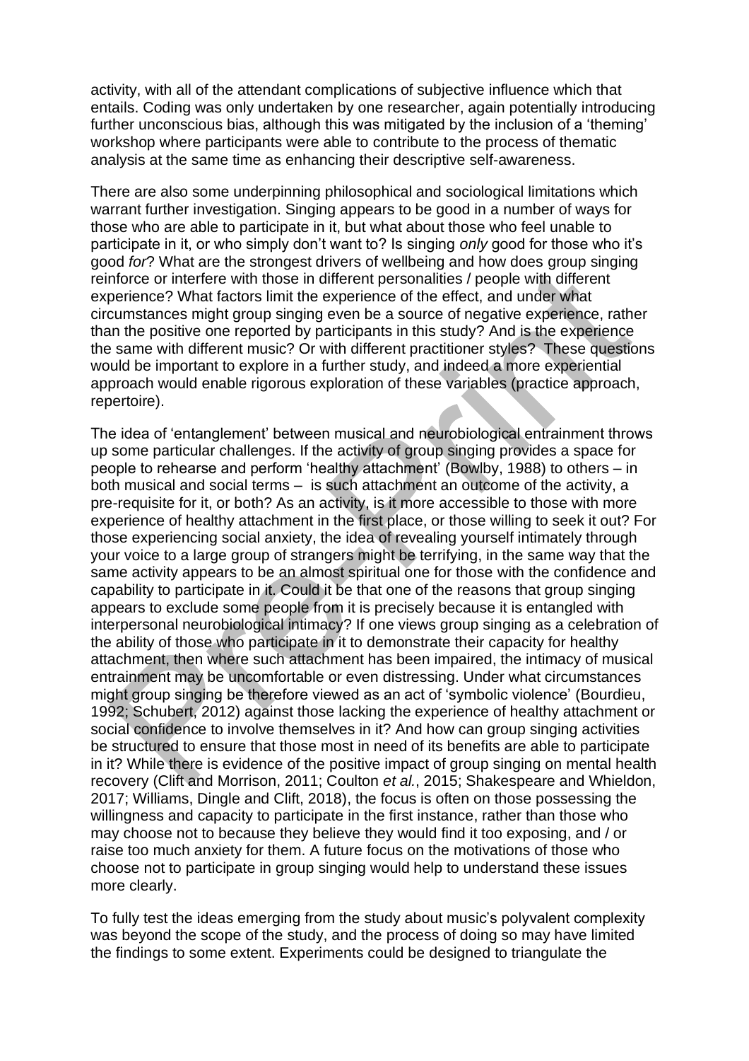activity, with all of the attendant complications of subjective influence which that entails. Coding was only undertaken by one researcher, again potentially introducing further unconscious bias, although this was mitigated by the inclusion of a 'theming' workshop where participants were able to contribute to the process of thematic analysis at the same time as enhancing their descriptive self-awareness.

There are also some underpinning philosophical and sociological limitations which warrant further investigation. Singing appears to be good in a number of ways for those who are able to participate in it, but what about those who feel unable to participate in it, or who simply don't want to? Is singing *only* good for those who it's good *for*? What are the strongest drivers of wellbeing and how does group singing reinforce or interfere with those in different personalities / people with different experience? What factors limit the experience of the effect, and under what circumstances might group singing even be a source of negative experience, rather than the positive one reported by participants in this study? And is the experience the same with different music? Or with different practitioner styles? These questions would be important to explore in a further study, and indeed a more experiential approach would enable rigorous exploration of these variables (practice approach, repertoire).

The idea of 'entanglement' between musical and neurobiological entrainment throws up some particular challenges. If the activity of group singing provides a space for people to rehearse and perform 'healthy attachment' (Bowlby, 1988) to others – in both musical and social terms – is such attachment an outcome of the activity, a pre-requisite for it, or both? As an activity, is it more accessible to those with more experience of healthy attachment in the first place, or those willing to seek it out? For those experiencing social anxiety, the idea of revealing yourself intimately through your voice to a large group of strangers might be terrifying, in the same way that the same activity appears to be an almost spiritual one for those with the confidence and capability to participate in it. Could it be that one of the reasons that group singing appears to exclude some people from it is precisely because it is entangled with interpersonal neurobiological intimacy? If one views group singing as a celebration of the ability of those who participate in it to demonstrate their capacity for healthy attachment, then where such attachment has been impaired, the intimacy of musical entrainment may be uncomfortable or even distressing. Under what circumstances might group singing be therefore viewed as an act of 'symbolic violence' (Bourdieu, 1992; Schubert, 2012) against those lacking the experience of healthy attachment or social confidence to involve themselves in it? And how can group singing activities be structured to ensure that those most in need of its benefits are able to participate in it? While there is evidence of the positive impact of group singing on mental health recovery (Clift and Morrison, 2011; Coulton *et al.*, 2015; Shakespeare and Whieldon, 2017; Williams, Dingle and Clift, 2018), the focus is often on those possessing the willingness and capacity to participate in the first instance, rather than those who may choose not to because they believe they would find it too exposing, and / or raise too much anxiety for them. A future focus on the motivations of those who choose not to participate in group singing would help to understand these issues more clearly.

To fully test the ideas emerging from the study about music's polyvalent complexity was beyond the scope of the study, and the process of doing so may have limited the findings to some extent. Experiments could be designed to triangulate the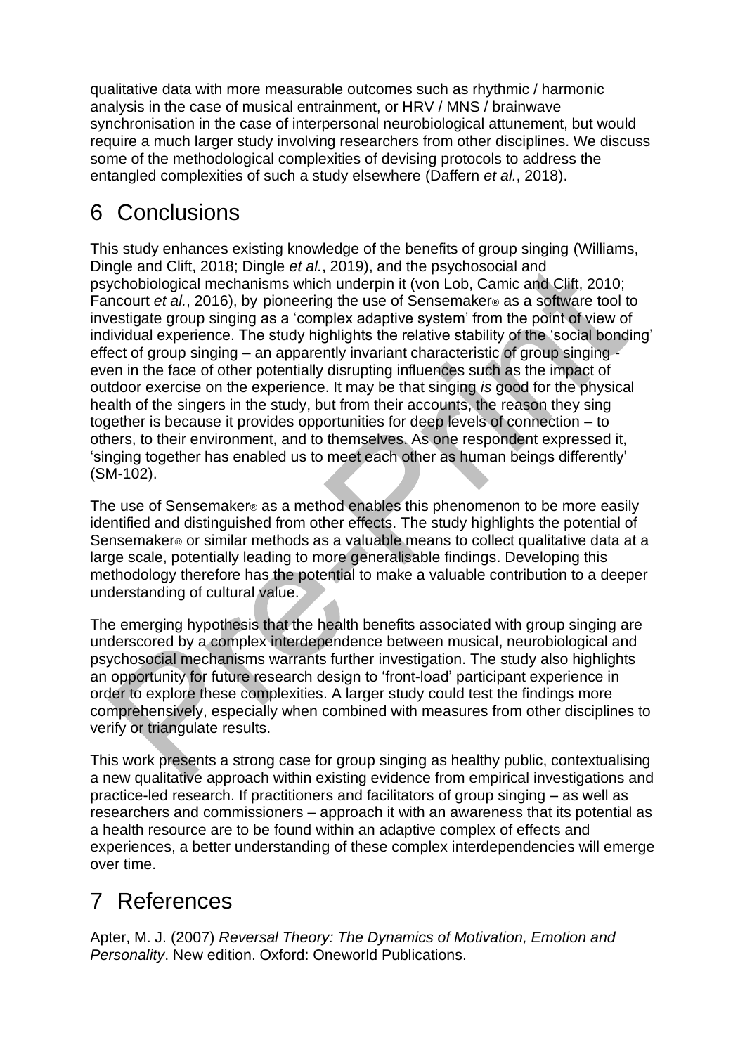qualitative data with more measurable outcomes such as rhythmic / harmonic analysis in the case of musical entrainment, or HRV / MNS / brainwave synchronisation in the case of interpersonal neurobiological attunement, but would require a much larger study involving researchers from other disciplines. We discuss some of the methodological complexities of devising protocols to address the entangled complexities of such a study elsewhere (Daffern *et al.*, 2018).

# 6 Conclusions

This study enhances existing knowledge of the benefits of group singing (Williams, Dingle and Clift, 2018; Dingle *et al.*, 2019), and the psychosocial and psychobiological mechanisms which underpin it (von Lob, Camic and Clift, 2010; Fancourt *et al.*, 2016), by pioneering the use of Sensemaker® as a software tool to investigate group singing as a 'complex adaptive system' from the point of view of individual experience. The study highlights the relative stability of the 'social bonding' effect of group singing – an apparently invariant characteristic of group singing - even in the face of other potentially disrupting influences such as the impact of outdoor exercise on the experience. It may be that singing *is* good for the physical health of the singers in the study, but from their accounts, the reason they sing together is because it provides opportunities for deep levels of connection – to others, to their environment, and to themselves. As one respondent expressed it, 'singing together has enabled us to meet each other as human beings differently' (SM-102).

The use of Sensemaker® as a method enables this phenomenon to be more easily identified and distinguished from other effects. The study highlights the potential of Sensemaker® or similar methods as a valuable means to collect qualitative data at a large scale, potentially leading to more generalisable findings. Developing this methodology therefore has the potential to make a valuable contribution to a deeper understanding of cultural value.

The emerging hypothesis that the health benefits associated with group singing are underscored by a complex interdependence between musical, neurobiological and psychosocial mechanisms warrants further investigation. The study also highlights an opportunity for future research design to 'front-load' participant experience in order to explore these complexities. A larger study could test the findings more comprehensively, especially when combined with measures from other disciplines to verify or triangulate results.

This work presents a strong case for group singing as healthy public, contextualising a new qualitative approach within existing evidence from empirical investigations and practice-led research. If practitioners and facilitators of group singing – as well as researchers and commissioners – approach it with an awareness that its potential as a health resource are to be found within an adaptive complex of effects and experiences, a better understanding of these complex interdependencies will emerge over time.

# 7 References

Apter, M. J. (2007) *Reversal Theory: The Dynamics of Motivation, Emotion and Personality*. New edition. Oxford: Oneworld Publications.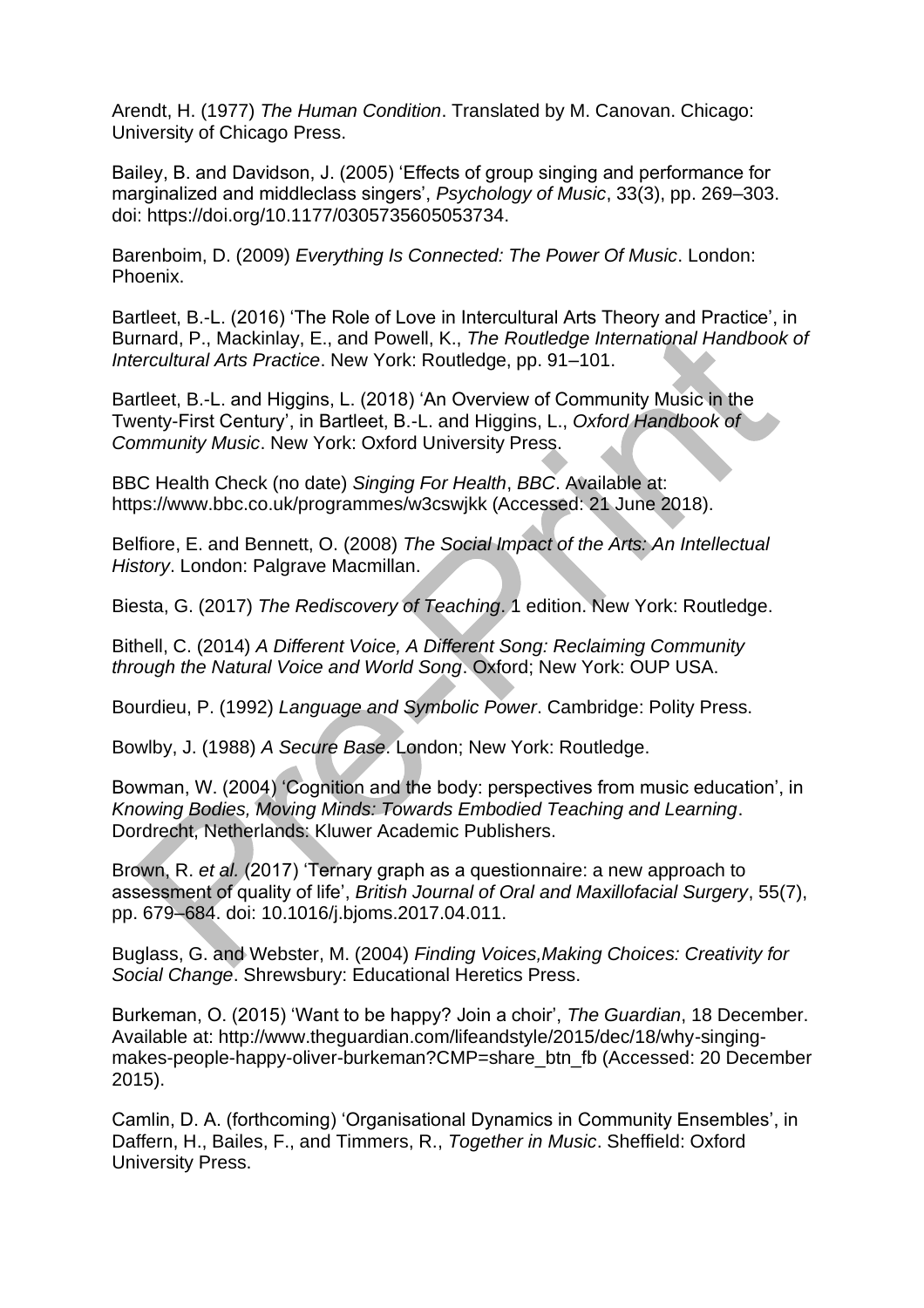Arendt, H. (1977) *The Human Condition*. Translated by M. Canovan. Chicago: University of Chicago Press.

Bailey, B. and Davidson, J. (2005) 'Effects of group singing and performance for marginalized and middleclass singers', *Psychology of Music*, 33(3), pp. 269–303. doi: https://doi.org/10.1177/0305735605053734.

Barenboim, D. (2009) *Everything Is Connected: The Power Of Music*. London: Phoenix.

Bartleet, B.-L. (2016) 'The Role of Love in Intercultural Arts Theory and Practice', in Burnard, P., Mackinlay, E., and Powell, K., *The Routledge International Handbook of Intercultural Arts Practice*. New York: Routledge, pp. 91–101.

Bartleet, B.-L. and Higgins, L. (2018) 'An Overview of Community Music in the Twenty-First Century', in Bartleet, B.-L. and Higgins, L., *Oxford Handbook of Community Music*. New York: Oxford University Press.

BBC Health Check (no date) *Singing For Health*, *BBC*. Available at: https://www.bbc.co.uk/programmes/w3cswjkk (Accessed: 21 June 2018).

Belfiore, E. and Bennett, O. (2008) *The Social Impact of the Arts: An Intellectual History*. London: Palgrave Macmillan.

Biesta, G. (2017) *The Rediscovery of Teaching*. 1 edition. New York: Routledge.

Bithell, C. (2014) *A Different Voice, A Different Song: Reclaiming Community through the Natural Voice and World Song*. Oxford; New York: OUP USA.

Bourdieu, P. (1992) *Language and Symbolic Power*. Cambridge: Polity Press.

Bowlby, J. (1988) *A Secure Base*. London; New York: Routledge.

Bowman, W. (2004) 'Cognition and the body: perspectives from music education', in *Knowing Bodies, Moving Minds: Towards Embodied Teaching and Learning*. Dordrecht, Netherlands: Kluwer Academic Publishers.

Brown, R. *et al.* (2017) 'Ternary graph as a questionnaire: a new approach to assessment of quality of life', *British Journal of Oral and Maxillofacial Surgery*, 55(7), pp. 679–684. doi: 10.1016/j.bjoms.2017.04.011.

Buglass, G. and Webster, M. (2004) *Finding Voices,Making Choices: Creativity for Social Change*. Shrewsbury: Educational Heretics Press.

Burkeman, O. (2015) 'Want to be happy? Join a choir', *The Guardian*, 18 December. Available at: http://www.theguardian.com/lifeandstyle/2015/dec/18/why-singing-makes-people-happy-oliver-burkeman?CMP=share_btn_fb (Accessed: 20 December 2015).

Camlin, D. A. (forthcoming) 'Organisational Dynamics in Community Ensembles', in Daffern, H., Bailes, F., and Timmers, R., *Together in Music*. Sheffield: Oxford University Press.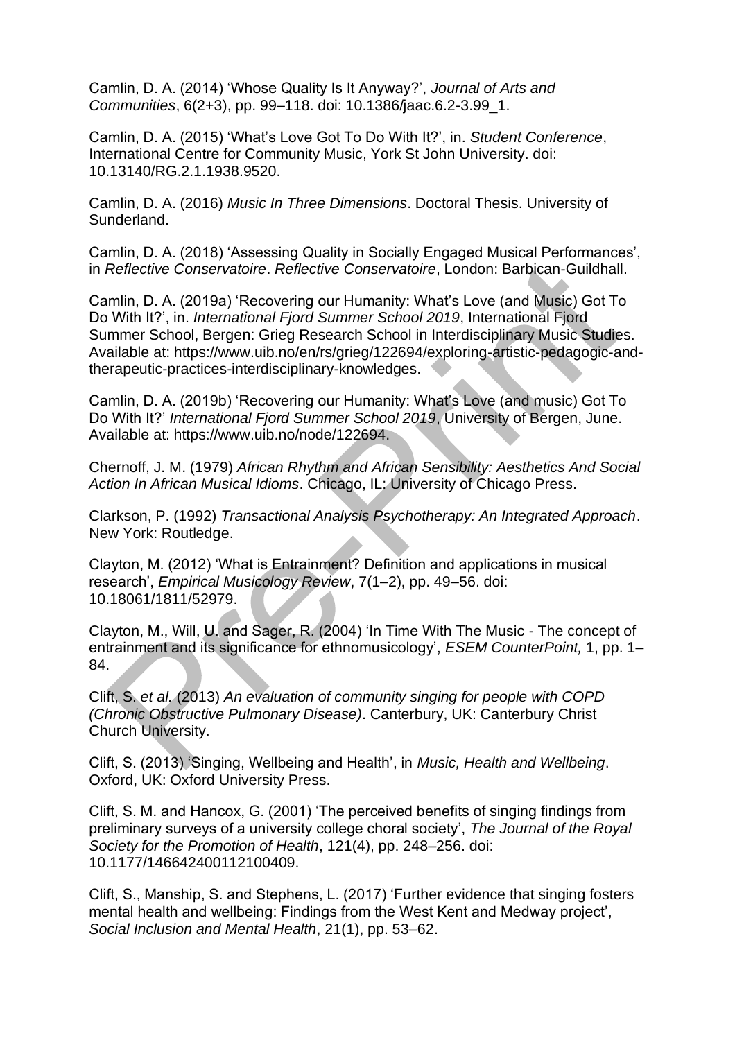Camlin, D. A. (2014) 'Whose Quality Is It Anyway?', *Journal of Arts and Communities*, 6(2+3), pp. 99–118. doi: 10.1386/jaac.6.2-3.99_1.

Camlin, D. A. (2015) 'What's Love Got To Do With It?', in. *Student Conference*, International Centre for Community Music, York St John University. doi: 10.13140/RG.2.1.1938.9520.

Camlin, D. A. (2016) *Music In Three Dimensions*. Doctoral Thesis. University of Sunderland.

Camlin, D. A. (2018) 'Assessing Quality in Socially Engaged Musical Performances', in *Reflective Conservatoire*. *Reflective Conservatoire*, London: Barbican-Guildhall.

Camlin, D. A. (2019a) 'Recovering our Humanity: What's Love (and Music) Got To Do With It?', in. *International Fjord Summer School 2019*, International Fjord Summer School, Bergen: Grieg Research School in Interdisciplinary Music Studies. Available at: https://www.uib.no/en/rs/grieg/122694/exploring-artistic-pedagogic-and-therapeutic-practices-interdisciplinary-knowledges.

Camlin, D. A. (2019b) 'Recovering our Humanity: What's Love (and music) Got To Do With It?' *International Fjord Summer School 2019*, University of Bergen, June. Available at: https://www.uib.no/node/122694.

Chernoff, J. M. (1979) *African Rhythm and African Sensibility: Aesthetics And Social Action In African Musical Idioms*. Chicago, IL: University of Chicago Press.

Clarkson, P. (1992) *Transactional Analysis Psychotherapy: An Integrated Approach*. New York: Routledge.

Clayton, M. (2012) 'What is Entrainment? Definition and applications in musical research', *Empirical Musicology Review*, 7(1–2), pp. 49–56. doi: 10.18061/1811/52979.

Clayton, M., Will, U. and Sager, R. (2004) 'In Time With The Music - The concept of entrainment and its significance for ethnomusicology', *ESEM CounterPoint,* 1, pp. 1–84.

Clift, S. *et al.* (2013) *An evaluation of community singing for people with COPD (Chronic Obstructive Pulmonary Disease)*. Canterbury, UK: Canterbury Christ Church University.

Clift, S. (2013) 'Singing, Wellbeing and Health', in *Music, Health and Wellbeing*. Oxford, UK: Oxford University Press.

Clift, S. M. and Hancox, G. (2001) 'The perceived benefits of singing findings from preliminary surveys of a university college choral society', *The Journal of the Royal Society for the Promotion of Health*, 121(4), pp. 248–256. doi: 10.1177/146642400112100409.

Clift, S., Manship, S. and Stephens, L. (2017) 'Further evidence that singing fosters mental health and wellbeing: Findings from the West Kent and Medway project', *Social Inclusion and Mental Health*, 21(1), pp. 53–62.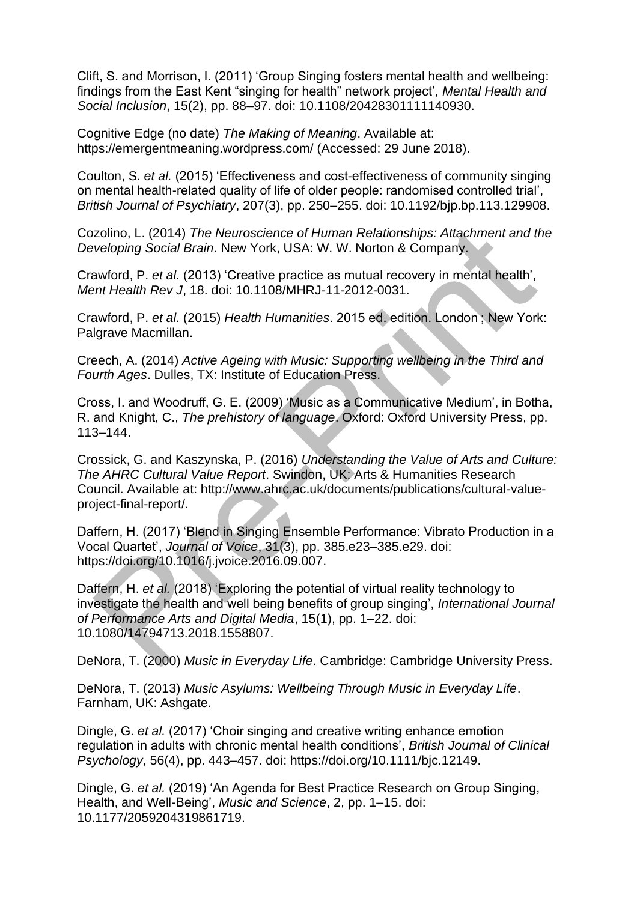Clift, S. and Morrison, I. (2011) 'Group Singing fosters mental health and wellbeing: findings from the East Kent "singing for health" network project', *Mental Health and Social Inclusion*, 15(2), pp. 88–97. doi: 10.1108/20428301111140930.

Cognitive Edge (no date) *The Making of Meaning*. Available at: https://emergentmeaning.wordpress.com/ (Accessed: 29 June 2018).

Coulton, S. *et al.* (2015) 'Effectiveness and cost-effectiveness of community singing on mental health-related quality of life of older people: randomised controlled trial', *British Journal of Psychiatry*, 207(3), pp. 250–255. doi: 10.1192/bjp.bp.113.129908.

Cozolino, L. (2014) *The Neuroscience of Human Relationships: Attachment and the Developing Social Brain*. New York, USA: W. W. Norton & Company.

Crawford, P. *et al.* (2013) 'Creative practice as mutual recovery in mental health', *Ment Health Rev J*, 18. doi: 10.1108/MHRJ-11-2012-0031.

Crawford, P. *et al.* (2015) *Health Humanities*. 2015 ed. edition. London ; New York: Palgrave Macmillan.

Creech, A. (2014) *Active Ageing with Music: Supporting wellbeing in the Third and Fourth Ages*. Dulles, TX: Institute of Education Press.

Cross, I. and Woodruff, G. E. (2009) 'Music as a Communicative Medium', in Botha, R. and Knight, C., *The prehistory of language*. Oxford: Oxford University Press, pp. 113–144.

Crossick, G. and Kaszynska, P. (2016) *Understanding the Value of Arts and Culture: The AHRC Cultural Value Report*. Swindon, UK: Arts & Humanities Research Council. Available at: http://www.ahrc.ac.uk/documents/publications/cultural-value-project-final-report/.

Daffern, H. (2017) 'Blend in Singing Ensemble Performance: Vibrato Production in a Vocal Quartet', *Journal of Voice*, 31(3), pp. 385.e23–385.e29. doi: https://doi.org/10.1016/j.jvoice.2016.09.007.

Daffern, H. *et al.* (2018) 'Exploring the potential of virtual reality technology to investigate the health and well being benefits of group singing', *International Journal of Performance Arts and Digital Media*, 15(1), pp. 1–22. doi: 10.1080/14794713.2018.1558807.

DeNora, T. (2000) *Music in Everyday Life*. Cambridge: Cambridge University Press.

DeNora, T. (2013) *Music Asylums: Wellbeing Through Music in Everyday Life*. Farnham, UK: Ashgate.

Dingle, G. *et al.* (2017) 'Choir singing and creative writing enhance emotion regulation in adults with chronic mental health conditions', *British Journal of Clinical Psychology*, 56(4), pp. 443–457. doi: https://doi.org/10.1111/bjc.12149.

Dingle, G. *et al.* (2019) 'An Agenda for Best Practice Research on Group Singing, Health, and Well-Being', *Music and Science*, 2, pp. 1–15. doi: 10.1177/2059204319861719.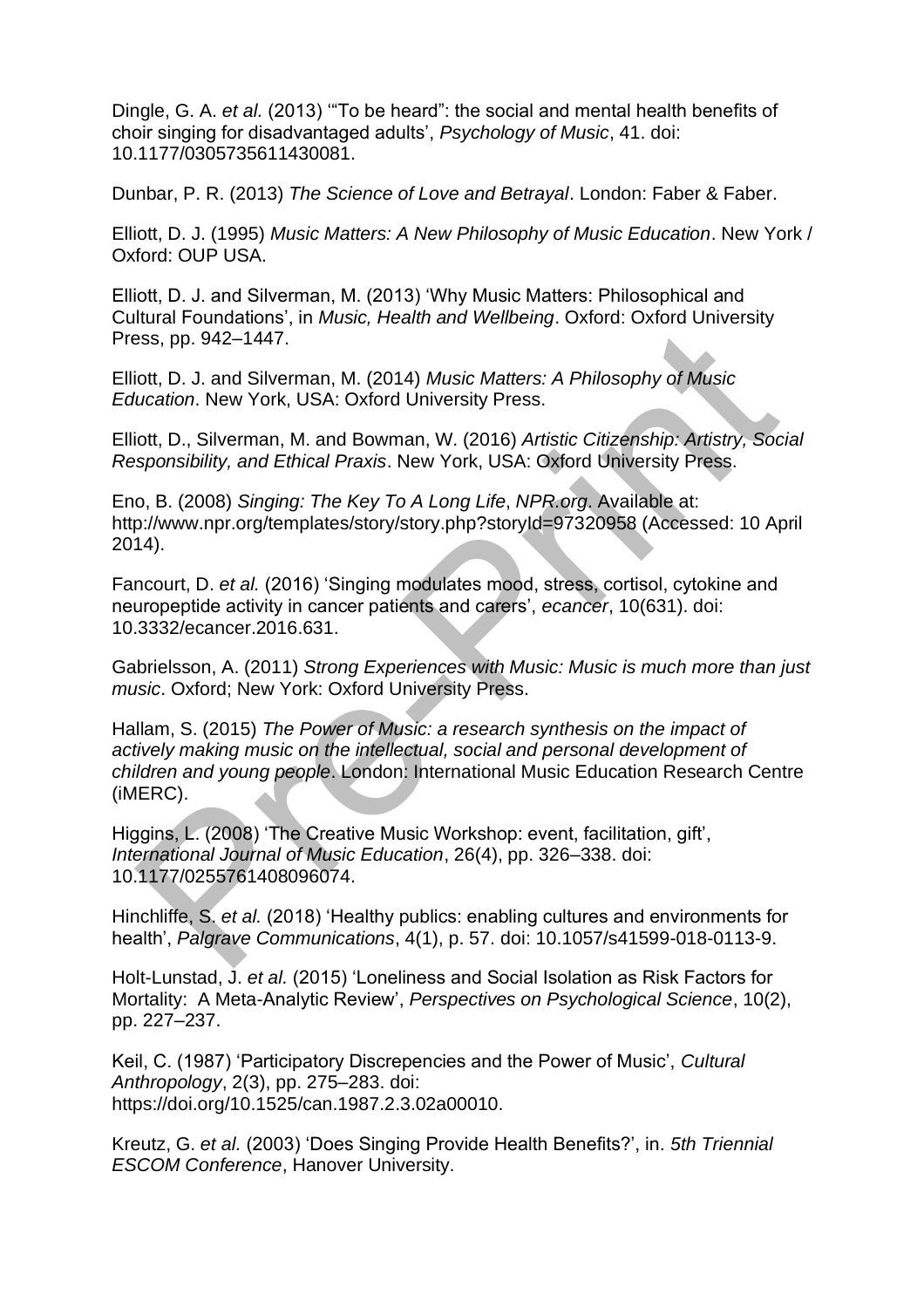Dingle, G. A. *et al.* (2013) '"To be heard": the social and mental health benefits of choir singing for disadvantaged adults', *Psychology of Music*, 41. doi: 10.1177/0305735611430081.

Dunbar, P. R. (2013) *The Science of Love and Betrayal*. London: Faber & Faber.

Elliott, D. J. (1995) *Music Matters: A New Philosophy of Music Education*. New York / Oxford: OUP USA.

Elliott, D. J. and Silverman, M. (2013) 'Why Music Matters: Philosophical and Cultural Foundations', in *Music, Health and Wellbeing*. Oxford: Oxford University Press, pp. 942–1447.

Elliott, D. J. and Silverman, M. (2014) *Music Matters: A Philosophy of Music Education*. New York, USA: Oxford University Press.

Elliott, D., Silverman, M. and Bowman, W. (2016) *Artistic Citizenship: Artistry, Social Responsibility, and Ethical Praxis*. New York, USA: Oxford University Press.

Eno, B. (2008) *Singing: The Key To A Long Life*, *NPR.org*. Available at: http://www.npr.org/templates/story/story.php?storyId=97320958 (Accessed: 10 April 2014).

Fancourt, D. *et al.* (2016) 'Singing modulates mood, stress, cortisol, cytokine and neuropeptide activity in cancer patients and carers', *ecancer*, 10(631). doi: 10.3332/ecancer.2016.631.

Gabrielsson, A. (2011) *Strong Experiences with Music: Music is much more than just music*. Oxford; New York: Oxford University Press.

Hallam, S. (2015) *The Power of Music: a research synthesis on the impact of actively making music on the intellectual, social and personal development of children and young people*. London: International Music Education Research Centre (iMERC).

Higgins, L. (2008) 'The Creative Music Workshop: event, facilitation, gift', *International Journal of Music Education*, 26(4), pp. 326–338. doi: 10.1177/0255761408096074.

Hinchliffe, S. *et al.* (2018) 'Healthy publics: enabling cultures and environments for health', *Palgrave Communications*, 4(1), p. 57. doi: 10.1057/s41599-018-0113-9.

Holt-Lunstad, J. *et al.* (2015) 'Loneliness and Social Isolation as Risk Factors for Mortality: A Meta-Analytic Review', *Perspectives on Psychological Science*, 10(2), pp. 227–237.

Keil, C. (1987) 'Participatory Discrepencies and the Power of Music', *Cultural Anthropology*, 2(3), pp. 275–283. doi: https://doi.org/10.1525/can.1987.2.3.02a00010.

Kreutz, G. *et al.* (2003) 'Does Singing Provide Health Benefits?', in. *5th Triennial ESCOM Conference*, Hanover University.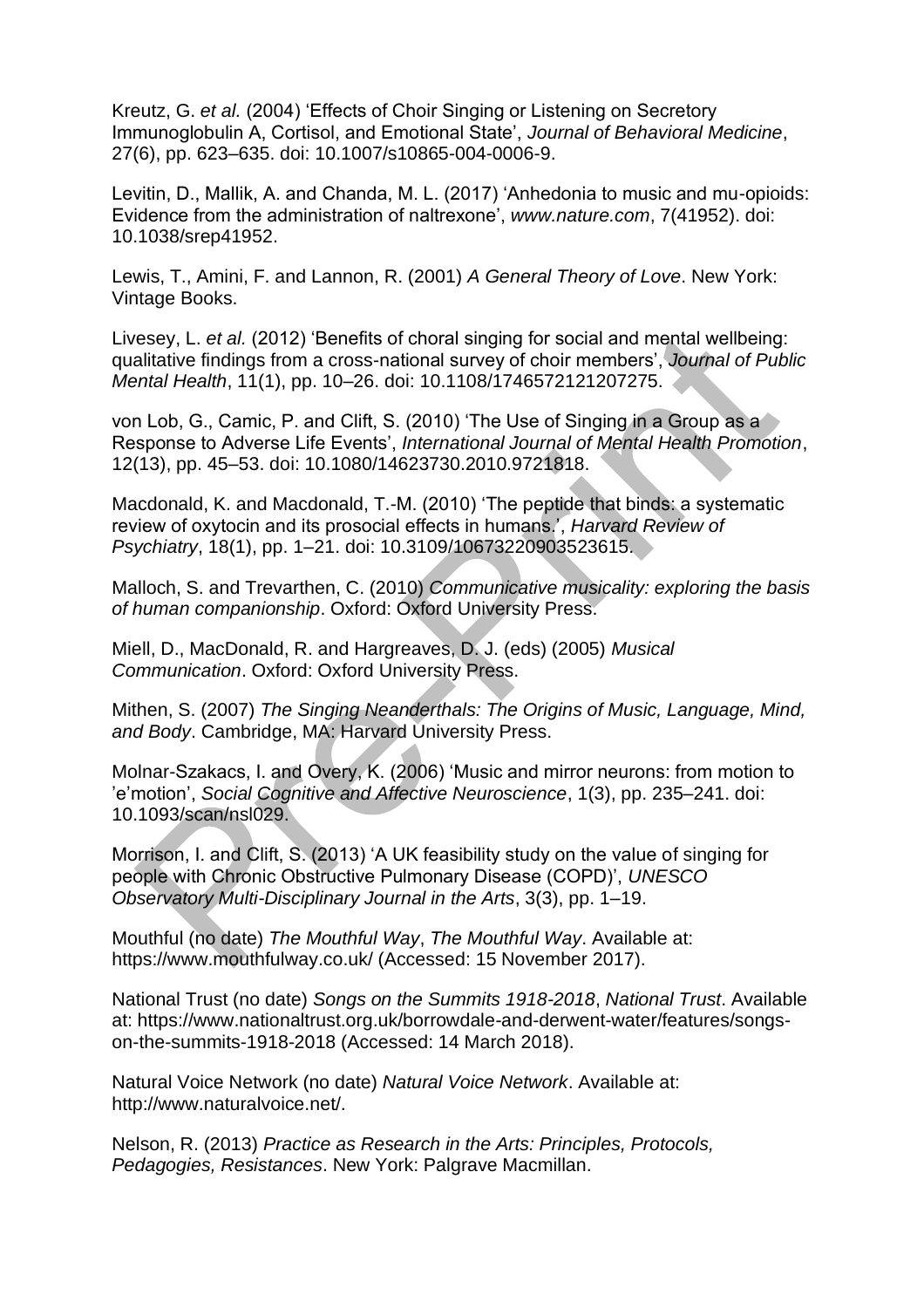Kreutz, G. *et al.* (2004) 'Effects of Choir Singing or Listening on Secretory Immunoglobulin A, Cortisol, and Emotional State', *Journal of Behavioral Medicine*, 27(6), pp. 623–635. doi: 10.1007/s10865-004-0006-9.

Levitin, D., Mallik, A. and Chanda, M. L. (2017) 'Anhedonia to music and mu-opioids: Evidence from the administration of naltrexone', *www.nature.com*, 7(41952). doi: 10.1038/srep41952.

Lewis, T., Amini, F. and Lannon, R. (2001) *A General Theory of Love*. New York: Vintage Books.

Livesey, L. *et al.* (2012) 'Benefits of choral singing for social and mental wellbeing: qualitative findings from a cross-national survey of choir members', *Journal of Public Mental Health*, 11(1), pp. 10–26. doi: 10.1108/17465721211207275.

von Lob, G., Camic, P. and Clift, S. (2010) 'The Use of Singing in a Group as a Response to Adverse Life Events', *International Journal of Mental Health Promotion*, 12(13), pp. 45–53. doi: 10.1080/14623730.2010.9721818.

Macdonald, K. and Macdonald, T.-M. (2010) 'The peptide that binds: a systematic review of oxytocin and its prosocial effects in humans.', *Harvard Review of Psychiatry*, 18(1), pp. 1–21. doi: 10.3109/10673220903523615.

Malloch, S. and Trevarthen, C. (2010) *Communicative musicality: exploring the basis of human companionship*. Oxford: Oxford University Press.

Miell, D., MacDonald, R. and Hargreaves, D. J. (eds) (2005) *Musical Communication*. Oxford: Oxford University Press.

Mithen, S. (2007) *The Singing Neanderthals: The Origins of Music, Language, Mind, and Body*. Cambridge, MA: Harvard University Press.

Molnar-Szakacs, I. and Overy, K. (2006) 'Music and mirror neurons: from motion to 'e'motion', *Social Cognitive and Affective Neuroscience*, 1(3), pp. 235–241. doi: 10.1093/scan/nsl029.

Morrison, I. and Clift, S. (2013) 'A UK feasibility study on the value of singing for people with Chronic Obstructive Pulmonary Disease (COPD)', *UNESCO Observatory Multi-Disciplinary Journal in the Arts*, 3(3), pp. 1–19.

Mouthful (no date) *The Mouthful Way*, *The Mouthful Way*. Available at: https://www.mouthfulway.co.uk/ (Accessed: 15 November 2017).

National Trust (no date) *Songs on the Summits 1918-2018*, *National Trust*. Available at: https://www.nationaltrust.org.uk/borrowdale-and-derwent-water/features/songs-on-the-summits-1918-2018 (Accessed: 14 March 2018).

Natural Voice Network (no date) *Natural Voice Network*. Available at: http://www.naturalvoice.net/.

Nelson, R. (2013) *Practice as Research in the Arts: Principles, Protocols, Pedagogies, Resistances*. New York: Palgrave Macmillan.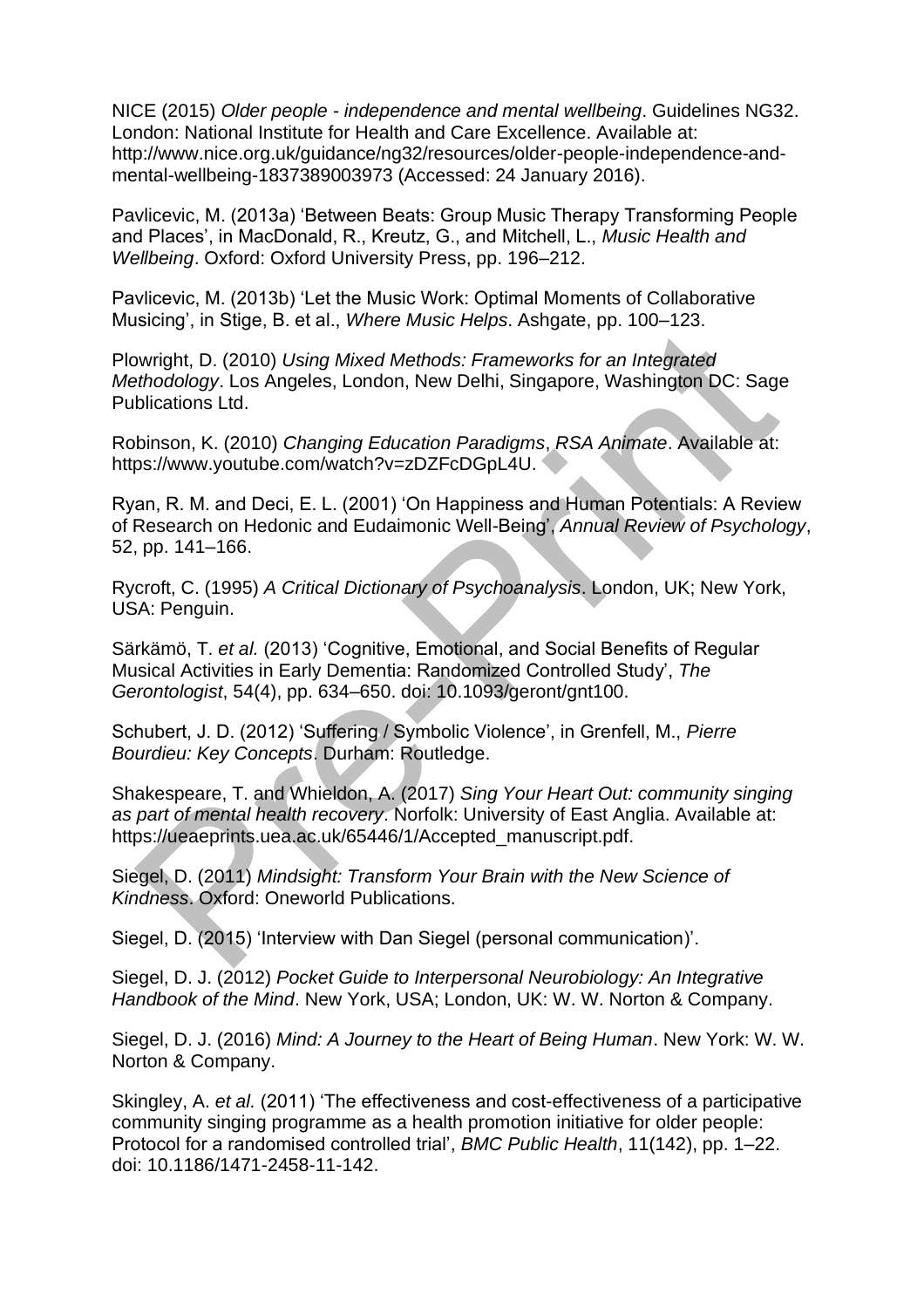NICE (2015) *Older people - independence and mental wellbeing*. Guidelines NG32. London: National Institute for Health and Care Excellence. Available at: http://www.nice.org.uk/guidance/ng32/resources/older-people-independence-and-mental-wellbeing-1837389003973 (Accessed: 24 January 2016).

Pavlicevic, M. (2013a) 'Between Beats: Group Music Therapy Transforming People and Places', in MacDonald, R., Kreutz, G., and Mitchell, L., *Music Health and Wellbeing*. Oxford: Oxford University Press, pp. 196–212.

Pavlicevic, M. (2013b) 'Let the Music Work: Optimal Moments of Collaborative Musicing', in Stige, B. et al., *Where Music Helps*. Ashgate, pp. 100–123.

Plowright, D. (2010) *Using Mixed Methods: Frameworks for an Integrated Methodology*. Los Angeles, London, New Delhi, Singapore, Washington DC: Sage Publications Ltd.

Robinson, K. (2010) *Changing Education Paradigms*, *RSA Animate*. Available at: https://www.youtube.com/watch?v=zDZFcDGpL4U.

Ryan, R. M. and Deci, E. L. (2001) 'On Happiness and Human Potentials: A Review of Research on Hedonic and Eudaimonic Well-Being', *Annual Review of Psychology*, 52, pp. 141–166.

Rycroft, C. (1995) *A Critical Dictionary of Psychoanalysis*. London, UK; New York, USA: Penguin.

Särkämö, T. *et al.* (2013) 'Cognitive, Emotional, and Social Benefits of Regular Musical Activities in Early Dementia: Randomized Controlled Study', *The Gerontologist*, 54(4), pp. 634–650. doi: 10.1093/geront/gnt100.

Schubert, J. D. (2012) 'Suffering / Symbolic Violence', in Grenfell, M., *Pierre Bourdieu: Key Concepts*. Durham: Routledge.

Shakespeare, T. and Whieldon, A. (2017) *Sing Your Heart Out: community singing as part of mental health recovery*. Norfolk: University of East Anglia. Available at: https://ueaeprints.uea.ac.uk/65446/1/Accepted_manuscript.pdf.

Siegel, D. (2011) *Mindsight: Transform Your Brain with the New Science of Kindness*. Oxford: Oneworld Publications.

Siegel, D. (2015) 'Interview with Dan Siegel (personal communication)'.

Siegel, D. J. (2012) *Pocket Guide to Interpersonal Neurobiology: An Integrative Handbook of the Mind*. New York, USA; London, UK: W. W. Norton & Company.

Siegel, D. J. (2016) *Mind: A Journey to the Heart of Being Human*. New York: W. W. Norton & Company.

Skingley, A. *et al.* (2011) 'The effectiveness and cost-effectiveness of a participative community singing programme as a health promotion initiative for older people: Protocol for a randomised controlled trial', *BMC Public Health*, 11(142), pp. 1–22. doi: 10.1186/1471-2458-11-142.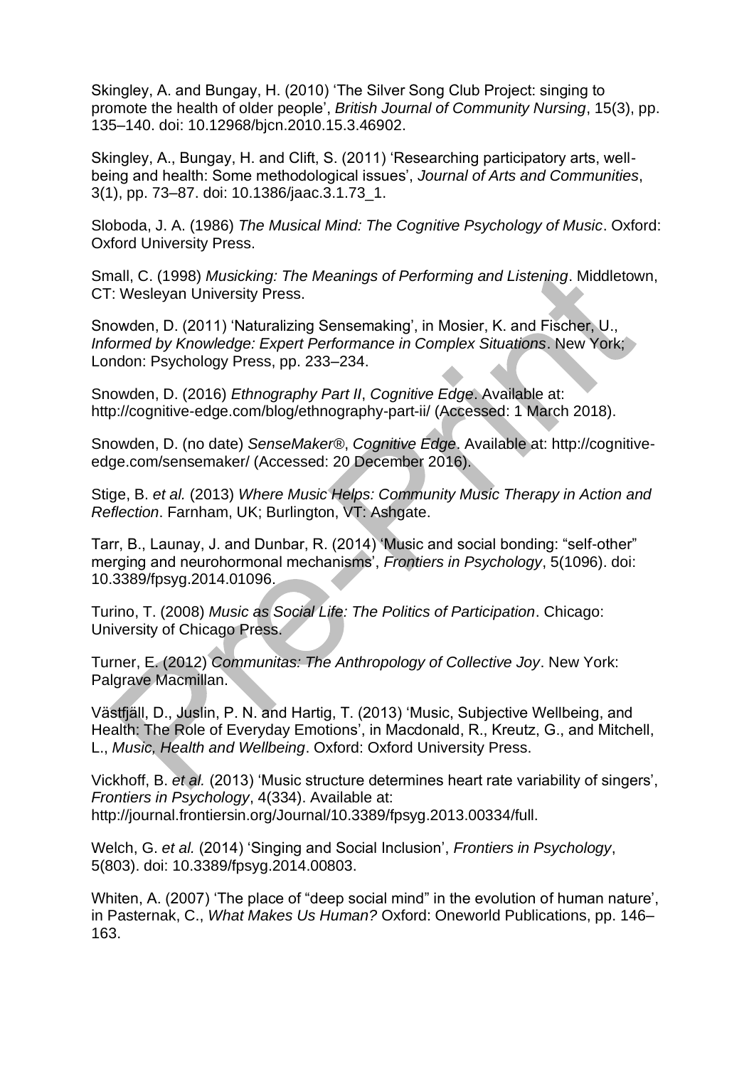Skingley, A. and Bungay, H. (2010) 'The Silver Song Club Project: singing to promote the health of older people', *British Journal of Community Nursing*, 15(3), pp. 135–140. doi: 10.12968/bjcn.2010.15.3.46902.

Skingley, A., Bungay, H. and Clift, S. (2011) 'Researching participatory arts, well-being and health: Some methodological issues', *Journal of Arts and Communities*, 3(1), pp. 73–87. doi: 10.1386/jaac.3.1.73_1.

Sloboda, J. A. (1986) *The Musical Mind: The Cognitive Psychology of Music*. Oxford: Oxford University Press.

Small, C. (1998) *Musicking: The Meanings of Performing and Listening*. Middletown, CT: Wesleyan University Press.

Snowden, D. (2011) 'Naturalizing Sensemaking', in Mosier, K. and Fischer, U., *Informed by Knowledge: Expert Performance in Complex Situations*. New York; London: Psychology Press, pp. 233–234.

Snowden, D. (2016) *Ethnography Part II*, *Cognitive Edge*. Available at: http://cognitive-edge.com/blog/ethnography-part-ii/ (Accessed: 1 March 2018).

Snowden, D. (no date) *SenseMaker®*, *Cognitive Edge*. Available at: http://cognitive-edge.com/sensemaker/ (Accessed: 20 December 2016).

Stige, B. *et al.* (2013) *Where Music Helps: Community Music Therapy in Action and Reflection*. Farnham, UK; Burlington, VT: Ashgate.

Tarr, B., Launay, J. and Dunbar, R. (2014) 'Music and social bonding: "self-other" merging and neurohormonal mechanisms', *Frontiers in Psychology*, 5(1096). doi: 10.3389/fpsyg.2014.01096.

Turino, T. (2008) *Music as Social Life: The Politics of Participation*. Chicago: University of Chicago Press.

Turner, E. (2012) *Communitas: The Anthropology of Collective Joy*. New York: Palgrave Macmillan.

Västfjäll, D., Juslin, P. N. and Hartig, T. (2013) 'Music, Subjective Wellbeing, and Health: The Role of Everyday Emotions', in Macdonald, R., Kreutz, G., and Mitchell, L., *Music, Health and Wellbeing*. Oxford: Oxford University Press.

Vickhoff, B. *et al.* (2013) 'Music structure determines heart rate variability of singers', *Frontiers in Psychology*, 4(334). Available at: http://journal.frontiersin.org/Journal/10.3389/fpsyg.2013.00334/full.

Welch, G. *et al.* (2014) 'Singing and Social Inclusion', *Frontiers in Psychology*, 5(803). doi: 10.3389/fpsyg.2014.00803.

Whiten, A. (2007) 'The place of "deep social mind" in the evolution of human nature', in Pasternak, C., *What Makes Us Human?* Oxford: Oneworld Publications, pp. 146–163.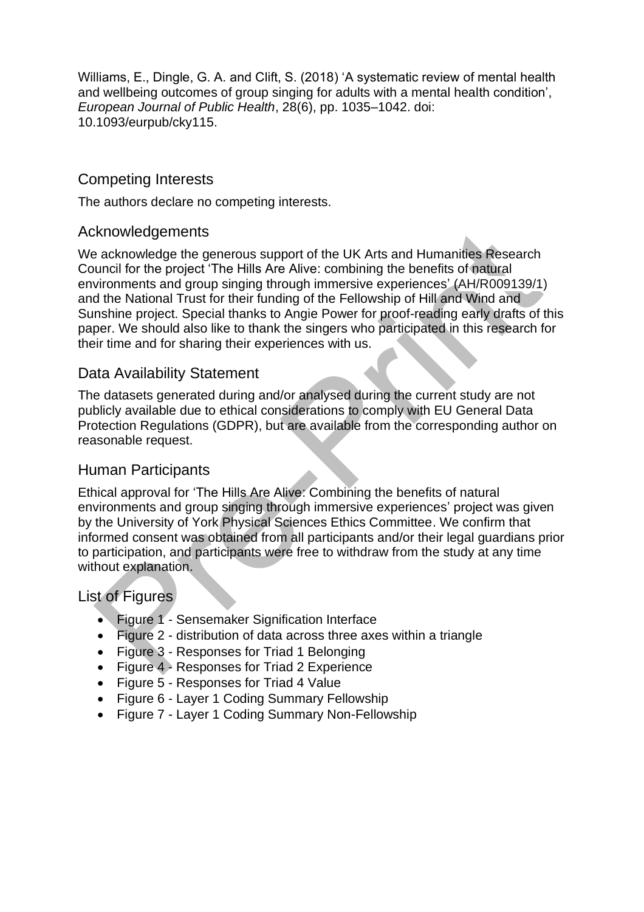Williams, E., Dingle, G. A. and Clift, S. (2018) 'A systematic review of mental health and wellbeing outcomes of group singing for adults with a mental health condition', *European Journal of Public Health*, 28(6), pp. 1035–1042. doi: 10.1093/eurpub/cky115.

## Competing Interests

The authors declare no competing interests.

## Acknowledgements

We acknowledge the generous support of the UK Arts and Humanities Research Council for the project 'The Hills Are Alive: combining the benefits of natural environments and group singing through immersive experiences' (AH/R009139/1) and the National Trust for their funding of the Fellowship of Hill and Wind and Sunshine project. Special thanks to Angie Power for proof-reading early drafts of this paper. We should also like to thank the singers who participated in this research for their time and for sharing their experiences with us.

## Data Availability Statement

The datasets generated during and/or analysed during the current study are not publicly available due to ethical considerations to comply with EU General Data Protection Regulations (GDPR), but are available from the corresponding author on reasonable request.

## Human Participants

Ethical approval for 'The Hills Are Alive: Combining the benefits of natural environments and group singing through immersive experiences' project was given by the University of York Physical Sciences Ethics Committee. We confirm that informed consent was obtained from all participants and/or their legal guardians prior to participation, and participants were free to withdraw from the study at any time without explanation.

## List of Figures

- Figure 1 - Sensemaker Signification Interface
- Figure 2 - distribution of data across three axes within a triangle
- Figure 3 - Responses for Triad 1 Belonging
- Figure 4 - Responses for Triad 2 Experience
- Figure 5 - Responses for Triad 4 Value
- Figure 6 - Layer 1 Coding Summary Fellowship
- Figure 7 - Layer 1 Coding Summary Non-Fellowship